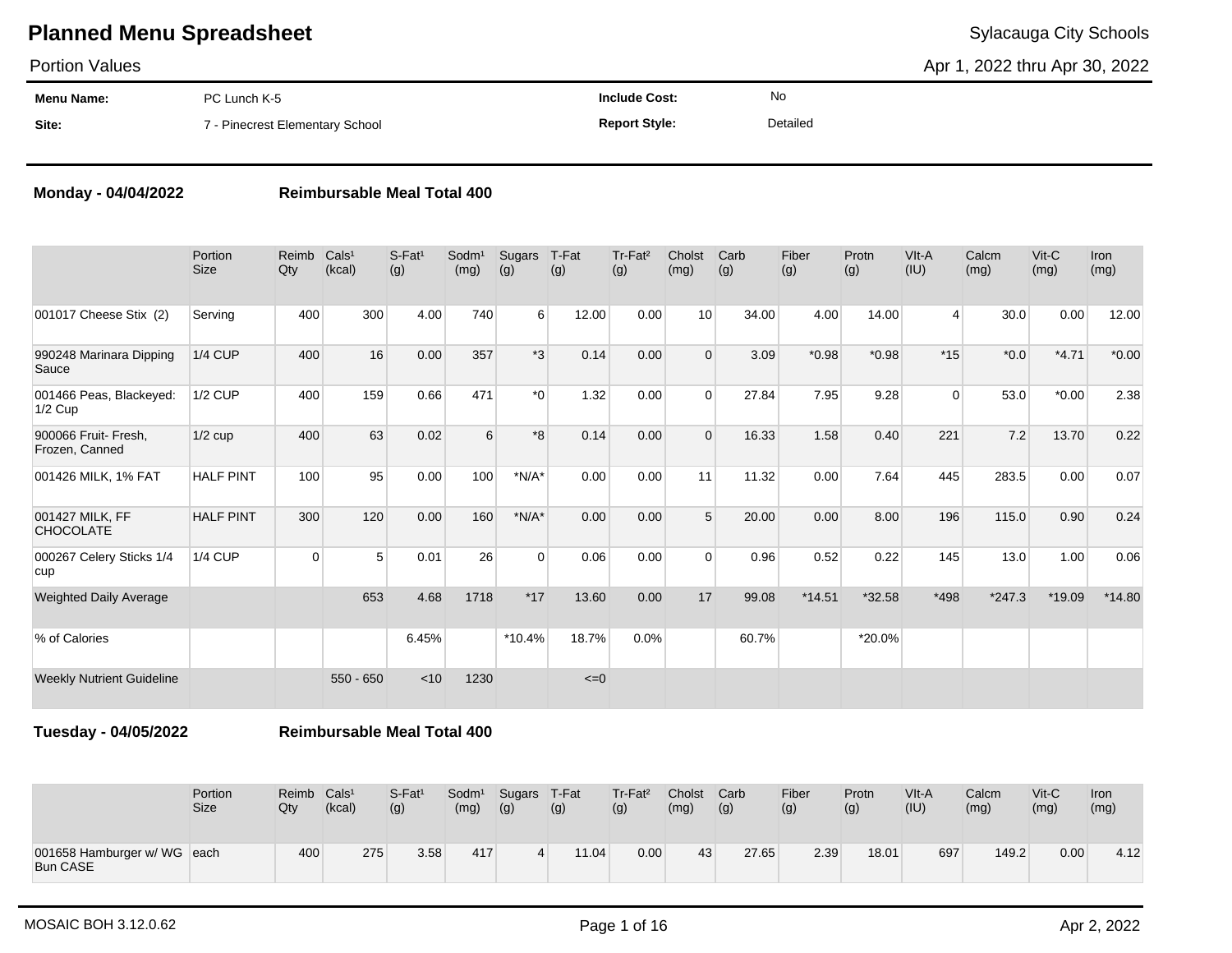# Planned Menu Spreadsheet

Sylacauga City Schools

Portion Values

Apr 1, 2022 thru Apr 30, 2022

| | | | |
|---|---|---|---|
| **Menu Name:** | PC Lunch K-5 | **Include Cost:** | No |
| **Site:** | 7 - Pinecrest Elementary School | **Report Style:** | Detailed |

**Monday - 04/04/2022** **Reimbursable Meal Total 400**

| | Portion Size | Reimb Qty | Cals¹ (kcal) | S-Fat¹ (g) | Sodm¹ (mg) | Sugars (g) | T-Fat (g) | Tr-Fat² (g) | Cholst (mg) | Carb (g) | Fiber (g) | Protn (g) | VIt-A (IU) | Calcm (mg) | Vit-C (mg) | Iron (mg) |
|---|---|---|---|---|---|---|---|---|---|---|---|---|---|---|---|---|
| 001017 Cheese Stix (2) | Serving | 400 | 300 | 4.00 | 740 | 6 | 12.00 | 0.00 | 10 | 34.00 | 4.00 | 14.00 | 4 | 30.0 | 0.00 | 12.00 |
| 990248 Marinara Dipping Sauce | 1/4 CUP | 400 | 16 | 0.00 | 357 | *3 | 0.14 | 0.00 | 0 | 3.09 | *0.98 | *0.98 | *15 | *0.0 | *4.71 | *0.00 |
| 001466 Peas, Blackeyed: 1/2 Cup | 1/2 CUP | 400 | 159 | 0.66 | 471 | *0 | 1.32 | 0.00 | 0 | 27.84 | 7.95 | 9.28 | 0 | 53.0 | *0.00 | 2.38 |
| 900066 Fruit- Fresh, Frozen, Canned | 1/2 cup | 400 | 63 | 0.02 | 6 | *8 | 0.14 | 0.00 | 0 | 16.33 | 1.58 | 0.40 | 221 | 7.2 | 13.70 | 0.22 |
| 001426 MILK, 1% FAT | HALF PINT | 100 | 95 | 0.00 | 100 | *N/A* | 0.00 | 0.00 | 11 | 11.32 | 0.00 | 7.64 | 445 | 283.5 | 0.00 | 0.07 |
| 001427 MILK, FF CHOCOLATE | HALF PINT | 300 | 120 | 0.00 | 160 | *N/A* | 0.00 | 0.00 | 5 | 20.00 | 0.00 | 8.00 | 196 | 115.0 | 0.90 | 0.24 |
| 000267 Celery Sticks 1/4 cup | 1/4 CUP | 0 | 5 | 0.01 | 26 | 0 | 0.06 | 0.00 | 0 | 0.96 | 0.52 | 0.22 | 145 | 13.0 | 1.00 | 0.06 |
| Weighted Daily Average | | | 653 | 4.68 | 1718 | *17 | 13.60 | 0.00 | 17 | 99.08 | *14.51 | *32.58 | *498 | *247.3 | *19.09 | *14.80 |
| % of Calories | | | | 6.45% | | *10.4% | 18.7% | 0.0% | | 60.7% | | *20.0% | | | | |
| Weekly Nutrient Guideline | | | 550 - 650 | <10 | 1230 | | <=0 | | | | | | | | | |

**Tuesday - 04/05/2022** **Reimbursable Meal Total 400**

| | Portion Size | Reimb Qty | Cals¹ (kcal) | S-Fat¹ (g) | Sodm¹ (mg) | Sugars (g) | T-Fat (g) | Tr-Fat² (g) | Cholst (mg) | Carb (g) | Fiber (g) | Protn (g) | VIt-A (IU) | Calcm (mg) | Vit-C (mg) | Iron (mg) |
|---|---|---|---|---|---|---|---|---|---|---|---|---|---|---|---|---|
| 001658 Hamburger w/ WG Bun CASE | each | 400 | 275 | 3.58 | 417 | 4 | 11.04 | 0.00 | 43 | 27.65 | 2.39 | 18.01 | 697 | 149.2 | 0.00 | 4.12 |

MOSAIC BOH 3.12.0.62 Apr 2, 2022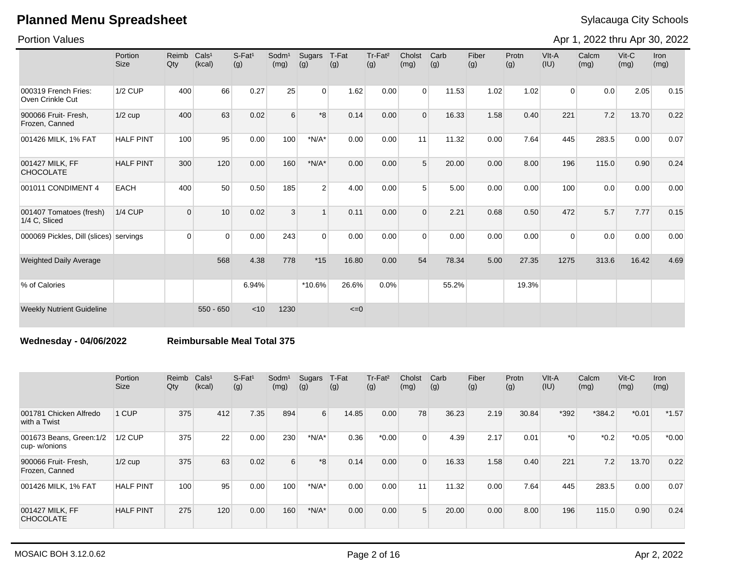# Planned Menu Spreadsheet

Sylacauga City Schools

Portion Values

Apr 1, 2022 thru Apr 30, 2022

| | Portion Size | Reimb Qty | Cals¹ (kcal) | S-Fat¹ (g) | Sodm¹ (mg) | Sugars (g) | T-Fat (g) | Tr-Fat² (g) | Cholst (mg) | Carb (g) | Fiber (g) | Protn (g) | VIt-A (IU) | Calcm (mg) | Vit-C (mg) | Iron (mg) |
|---|---|---|---|---|---|---|---|---|---|---|---|---|---|---|---|---|
| 000319 French Fries: Oven Crinkle Cut | 1/2 CUP | 400 | 66 | 0.27 | 25 | 0 | 1.62 | 0.00 | 0 | 11.53 | 1.02 | 1.02 | 0 | 0.0 | 2.05 | 0.15 |
| 900066 Fruit- Fresh, Frozen, Canned | 1/2 cup | 400 | 63 | 0.02 | 6 | *8 | 0.14 | 0.00 | 0 | 16.33 | 1.58 | 0.40 | 221 | 7.2 | 13.70 | 0.22 |
| 001426 MILK, 1% FAT | HALF PINT | 100 | 95 | 0.00 | 100 | *N/A* | 0.00 | 0.00 | 11 | 11.32 | 0.00 | 7.64 | 445 | 283.5 | 0.00 | 0.07 |
| 001427 MILK, FF CHOCOLATE | HALF PINT | 300 | 120 | 0.00 | 160 | *N/A* | 0.00 | 0.00 | 5 | 20.00 | 0.00 | 8.00 | 196 | 115.0 | 0.90 | 0.24 |
| 001011 CONDIMENT 4 | EACH | 400 | 50 | 0.50 | 185 | 2 | 4.00 | 0.00 | 5 | 5.00 | 0.00 | 0.00 | 100 | 0.0 | 0.00 | 0.00 |
| 001407 Tomatoes (fresh) 1/4 C, Sliced | 1/4 CUP | 0 | 10 | 0.02 | 3 | 1 | 0.11 | 0.00 | 0 | 2.21 | 0.68 | 0.50 | 472 | 5.7 | 7.77 | 0.15 |
| 000069 Pickles, Dill (slices) | servings | 0 | 0 | 0.00 | 243 | 0 | 0.00 | 0.00 | 0 | 0.00 | 0.00 | 0.00 | 0 | 0.0 | 0.00 | 0.00 |
| Weighted Daily Average | | | 568 | 4.38 | 778 | *15 | 16.80 | 0.00 | 54 | 78.34 | 5.00 | 27.35 | 1275 | 313.6 | 16.42 | 4.69 |
| % of Calories | | | | 6.94% | | *10.6% | 26.6% | 0.0% | | 55.2% | | 19.3% | | | | |
| Weekly Nutrient Guideline | | | 550 - 650 | <10 | 1230 | | <=0 | | | | | | | | | |

**Wednesday - 04/06/2022** **Reimbursable Meal Total 375**

| | Portion Size | Reimb Qty | Cals¹ (kcal) | S-Fat¹ (g) | Sodm¹ (mg) | Sugars (g) | T-Fat (g) | Tr-Fat² (g) | Cholst (mg) | Carb (g) | Fiber (g) | Protn (g) | VIt-A (IU) | Calcm (mg) | Vit-C (mg) | Iron (mg) |
|---|---|---|---|---|---|---|---|---|---|---|---|---|---|---|---|---|
| 001781 Chicken Alfredo with a Twist | 1 CUP | 375 | 412 | 7.35 | 894 | 6 | 14.85 | 0.00 | 78 | 36.23 | 2.19 | 30.84 | *392 | *384.2 | *0.01 | *1.57 |
| 001673 Beans, Green:1/2 cup- w/onions | 1/2 CUP | 375 | 22 | 0.00 | 230 | *N/A* | 0.36 | *0.00 | 0 | 4.39 | 2.17 | 0.01 | *0 | *0.2 | *0.05 | *0.00 |
| 900066 Fruit- Fresh, Frozen, Canned | 1/2 cup | 375 | 63 | 0.02 | 6 | *8 | 0.14 | 0.00 | 0 | 16.33 | 1.58 | 0.40 | 221 | 7.2 | 13.70 | 0.22 |
| 001426 MILK, 1% FAT | HALF PINT | 100 | 95 | 0.00 | 100 | *N/A* | 0.00 | 0.00 | 11 | 11.32 | 0.00 | 7.64 | 445 | 283.5 | 0.00 | 0.07 |
| 001427 MILK, FF CHOCOLATE | HALF PINT | 275 | 120 | 0.00 | 160 | *N/A* | 0.00 | 0.00 | 5 | 20.00 | 0.00 | 8.00 | 196 | 115.0 | 0.90 | 0.24 |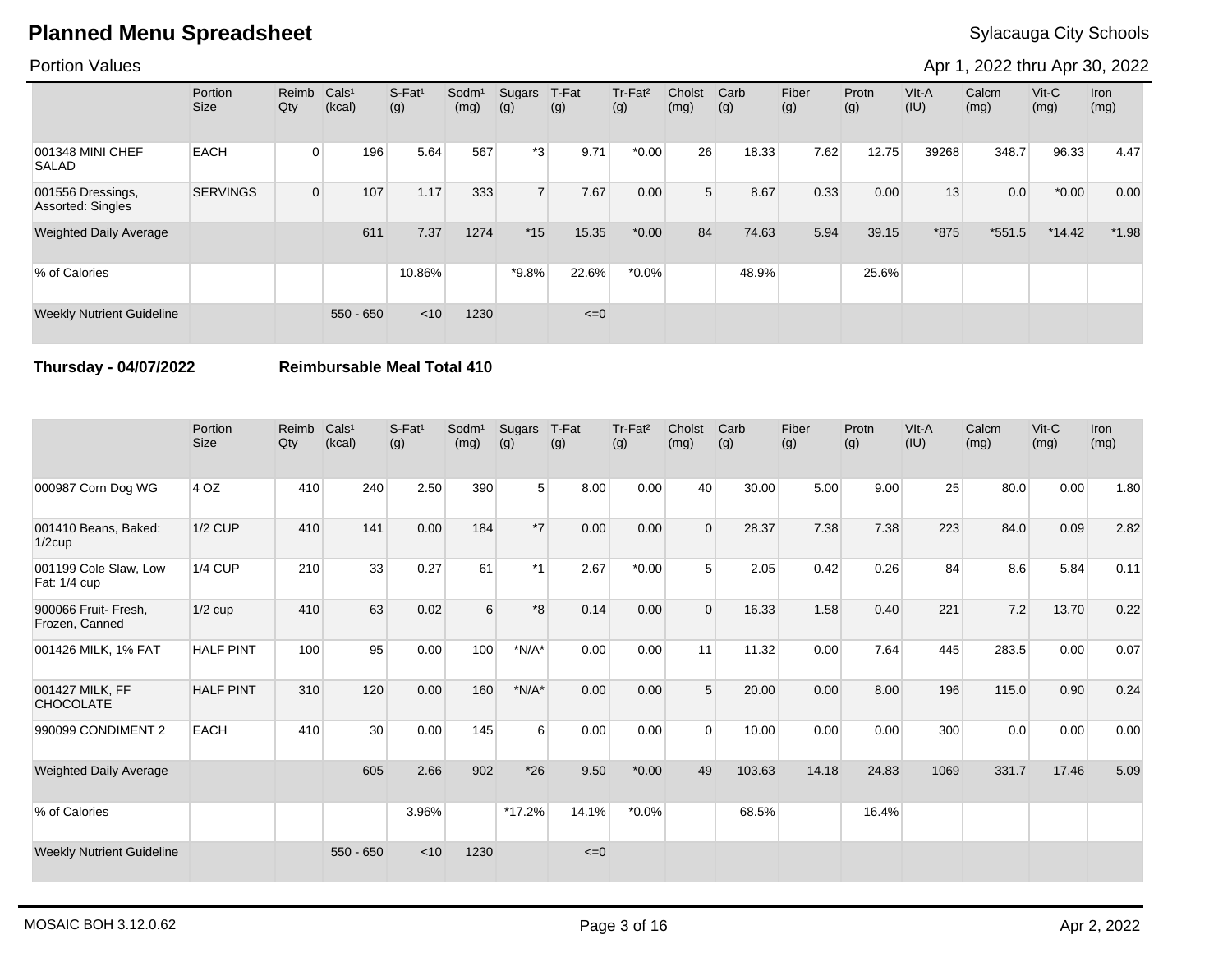# Planned Menu Spreadsheet

Sylacauga City Schools

Portion Values

Apr 1, 2022 thru Apr 30, 2022

| | Portion Size | Reimb Qty | Cals¹ (kcal) | S-Fat¹ (g) | Sodm¹ (mg) | Sugars (g) | T-Fat (g) | Tr-Fat² (g) | Cholst (mg) | Carb (g) | Fiber (g) | Protn (g) | VIt-A (IU) | Calcm (mg) | Vit-C (mg) | Iron (mg) |
|---|---|---|---|---|---|---|---|---|---|---|---|---|---|---|---|---|
| 001348 MINI CHEF SALAD | EACH | 0 | 196 | 5.64 | 567 | *3 | 9.71 | *0.00 | 26 | 18.33 | 7.62 | 12.75 | 39268 | 348.7 | 96.33 | 4.47 |
| 001556 Dressings, Assorted: Singles | SERVINGS | 0 | 107 | 1.17 | 333 | 7 | 7.67 | 0.00 | 5 | 8.67 | 0.33 | 0.00 | 13 | 0.0 | *0.00 | 0.00 |
| Weighted Daily Average | | | 611 | 7.37 | 1274 | *15 | 15.35 | *0.00 | 84 | 74.63 | 5.94 | 39.15 | *875 | *551.5 | *14.42 | *1.98 |
| % of Calories | | | | 10.86% | | *9.8% | 22.6% | *0.0% | | 48.9% | | 25.6% | | | | |
| Weekly Nutrient Guideline | | | 550 - 650 | <10 | 1230 | | <=0 | | | | | | | | | |

**Thursday - 04/07/2022** **Reimbursable Meal Total 410**

| | Portion Size | Reimb Qty | Cals¹ (kcal) | S-Fat¹ (g) | Sodm¹ (mg) | Sugars (g) | T-Fat (g) | Tr-Fat² (g) | Cholst (mg) | Carb (g) | Fiber (g) | Protn (g) | VIt-A (IU) | Calcm (mg) | Vit-C (mg) | Iron (mg) |
|---|---|---|---|---|---|---|---|---|---|---|---|---|---|---|---|---|
| 000987 Corn Dog WG | 4 OZ | 410 | 240 | 2.50 | 390 | 5 | 8.00 | 0.00 | 40 | 30.00 | 5.00 | 9.00 | 25 | 80.0 | 0.00 | 1.80 |
| 001410 Beans, Baked: 1/2cup | 1/2 CUP | 410 | 141 | 0.00 | 184 | *7 | 0.00 | 0.00 | 0 | 28.37 | 7.38 | 7.38 | 223 | 84.0 | 0.09 | 2.82 |
| 001199 Cole Slaw, Low Fat: 1/4 cup | 1/4 CUP | 210 | 33 | 0.27 | 61 | *1 | 2.67 | *0.00 | 5 | 2.05 | 0.42 | 0.26 | 84 | 8.6 | 5.84 | 0.11 |
| 900066 Fruit- Fresh, Frozen, Canned | 1/2 cup | 410 | 63 | 0.02 | 6 | *8 | 0.14 | 0.00 | 0 | 16.33 | 1.58 | 0.40 | 221 | 7.2 | 13.70 | 0.22 |
| 001426 MILK, 1% FAT | HALF PINT | 100 | 95 | 0.00 | 100 | *N/A* | 0.00 | 0.00 | 11 | 11.32 | 0.00 | 7.64 | 445 | 283.5 | 0.00 | 0.07 |
| 001427 MILK, FF CHOCOLATE | HALF PINT | 310 | 120 | 0.00 | 160 | *N/A* | 0.00 | 0.00 | 5 | 20.00 | 0.00 | 8.00 | 196 | 115.0 | 0.90 | 0.24 |
| 990099 CONDIMENT 2 | EACH | 410 | 30 | 0.00 | 145 | 6 | 0.00 | 0.00 | 0 | 10.00 | 0.00 | 0.00 | 300 | 0.0 | 0.00 | 0.00 |
| Weighted Daily Average | | | 605 | 2.66 | 902 | *26 | 9.50 | *0.00 | 49 | 103.63 | 14.18 | 24.83 | 1069 | 331.7 | 17.46 | 5.09 |
| % of Calories | | | | 3.96% | | *17.2% | 14.1% | *0.0% | | 68.5% | | 16.4% | | | | |
| Weekly Nutrient Guideline | | | 550 - 650 | <10 | 1230 | | <=0 | | | | | | | | | |

MOSAIC BOH 3.12.0.62

Apr 2, 2022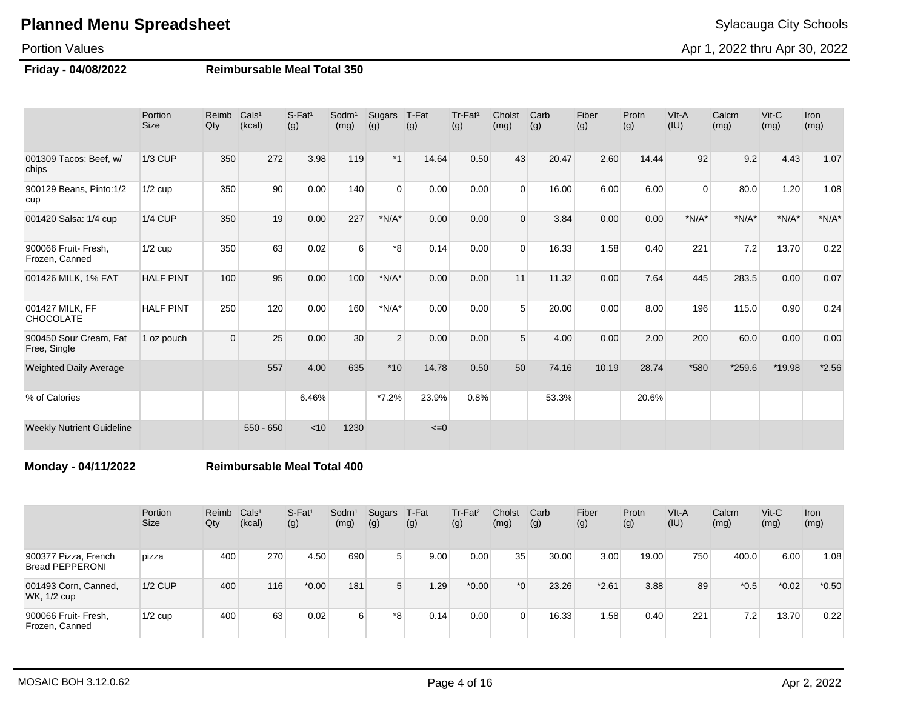# Planned Menu Spreadsheet

Sylacauga City Schools

Portion Values

Apr 1, 2022 thru Apr 30, 2022

**Friday - 04/08/2022** **Reimbursable Meal Total 350**

| | Portion Size | Reimb Qty | Cals¹ (kcal) | S-Fat¹ (g) | Sodm¹ (mg) | Sugars (g) | T-Fat (g) | Tr-Fat² (g) | Cholst (mg) | Carb (g) | Fiber (g) | Protn (g) | VIt-A (IU) | Calcm (mg) | Vit-C (mg) | Iron (mg) |
|---|---|---|---|---|---|---|---|---|---|---|---|---|---|---|---|---|
| 001309 Tacos: Beef, w/ chips | 1/3 CUP | 350 | 272 | 3.98 | 119 | *1 | 14.64 | 0.50 | 43 | 20.47 | 2.60 | 14.44 | 92 | 9.2 | 4.43 | 1.07 |
| 900129 Beans, Pinto:1/2 cup | 1/2 cup | 350 | 90 | 0.00 | 140 | 0 | 0.00 | 0.00 | 0 | 16.00 | 6.00 | 6.00 | 0 | 80.0 | 1.20 | 1.08 |
| 001420 Salsa: 1/4 cup | 1/4 CUP | 350 | 19 | 0.00 | 227 | *N/A* | 0.00 | 0.00 | 0 | 3.84 | 0.00 | 0.00 | *N/A* | *N/A* | *N/A* | *N/A* |
| 900066 Fruit- Fresh, Frozen, Canned | 1/2 cup | 350 | 63 | 0.02 | 6 | *8 | 0.14 | 0.00 | 0 | 16.33 | 1.58 | 0.40 | 221 | 7.2 | 13.70 | 0.22 |
| 001426 MILK, 1% FAT | HALF PINT | 100 | 95 | 0.00 | 100 | *N/A* | 0.00 | 0.00 | 11 | 11.32 | 0.00 | 7.64 | 445 | 283.5 | 0.00 | 0.07 |
| 001427 MILK, FF CHOCOLATE | HALF PINT | 250 | 120 | 0.00 | 160 | *N/A* | 0.00 | 0.00 | 5 | 20.00 | 0.00 | 8.00 | 196 | 115.0 | 0.90 | 0.24 |
| 900450 Sour Cream, Fat Free, Single | 1 oz pouch | 0 | 25 | 0.00 | 30 | 2 | 0.00 | 0.00 | 5 | 4.00 | 0.00 | 2.00 | 200 | 60.0 | 0.00 | 0.00 |
| Weighted Daily Average | | | 557 | 4.00 | 635 | *10 | 14.78 | 0.50 | 50 | 74.16 | 10.19 | 28.74 | *580 | *259.6 | *19.98 | *2.56 |
| % of Calories | | | | 6.46% | | *7.2% | 23.9% | 0.8% | | 53.3% | | 20.6% | | | | |
| Weekly Nutrient Guideline | | | 550 - 650 | <10 | 1230 | | <=0 | | | | | | | | | |

**Monday - 04/11/2022** **Reimbursable Meal Total 400**

| | Portion Size | Reimb Qty | Cals¹ (kcal) | S-Fat¹ (g) | Sodm¹ (mg) | Sugars (g) | T-Fat (g) | Tr-Fat² (g) | Cholst (mg) | Carb (g) | Fiber (g) | Protn (g) | VIt-A (IU) | Calcm (mg) | Vit-C (mg) | Iron (mg) |
|---|---|---|---|---|---|---|---|---|---|---|---|---|---|---|---|---|
| 900377 Pizza, French Bread PEPPERONI | pizza | 400 | 270 | 4.50 | 690 | 5 | 9.00 | 0.00 | 35 | 30.00 | 3.00 | 19.00 | 750 | 400.0 | 6.00 | 1.08 |
| 001493 Corn, Canned, WK, 1/2 cup | 1/2 CUP | 400 | 116 | *0.00 | 181 | 5 | 1.29 | *0.00 | *0 | 23.26 | *2.61 | 3.88 | 89 | *0.5 | *0.02 | *0.50 |
| 900066 Fruit- Fresh, Frozen, Canned | 1/2 cup | 400 | 63 | 0.02 | 6 | *8 | 0.14 | 0.00 | 0 | 16.33 | 1.58 | 0.40 | 221 | 7.2 | 13.70 | 0.22 |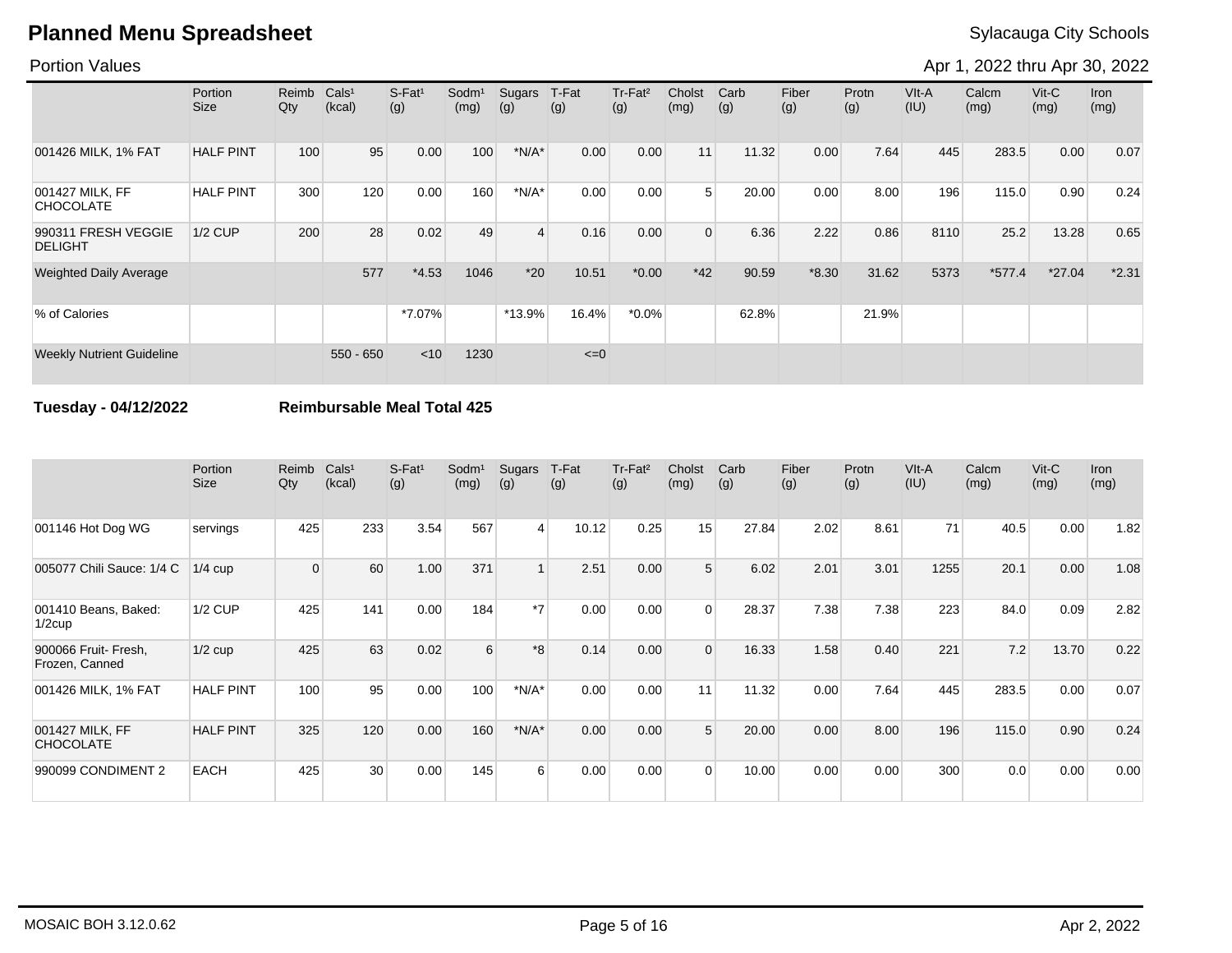# Planned Menu Spreadsheet

Sylacauga City Schools

Portion Values

Apr 1, 2022 thru Apr 30, 2022

| | Portion Size | Reimb Qty | Cals[1] (kcal) | S-Fat[1] (g) | Sodm[1] (mg) | Sugars (g) | T-Fat (g) | Tr-Fat[2] (g) | Cholst (mg) | Carb (g) | Fiber (g) | Protn (g) | VIt-A (IU) | Calcm (mg) | Vit-C (mg) | Iron (mg) |
|---|---|---|---|---|---|---|---|---|---|---|---|---|---|---|---|---|
| 001426 MILK, 1% FAT | HALF PINT | 100 | 95 | 0.00 | 100 | *N/A* | 0.00 | 0.00 | 11 | 11.32 | 0.00 | 7.64 | 445 | 283.5 | 0.00 | 0.07 |
| 001427 MILK, FF CHOCOLATE | HALF PINT | 300 | 120 | 0.00 | 160 | *N/A* | 0.00 | 0.00 | 5 | 20.00 | 0.00 | 8.00 | 196 | 115.0 | 0.90 | 0.24 |
| 990311 FRESH VEGGIE DELIGHT | 1/2 CUP | 200 | 28 | 0.02 | 49 | 4 | 0.16 | 0.00 | 0 | 6.36 | 2.22 | 0.86 | 8110 | 25.2 | 13.28 | 0.65 |
| Weighted Daily Average | | | 577 | *4.53 | 1046 | *20 | 10.51 | *0.00 | *42 | 90.59 | *8.30 | 31.62 | 5373 | *577.4 | *27.04 | *2.31 |
| % of Calories | | | | *7.07% | | *13.9% | 16.4% | *0.0% | | 62.8% | | 21.9% | | | | |
| Weekly Nutrient Guideline | | | 550 - 650 | <10 | 1230 | | <=0 | | | | | | | | | |

**Tuesday - 04/12/2022** **Reimbursable Meal Total 425**

| | Portion Size | Reimb Qty | Cals[1] (kcal) | S-Fat[1] (g) | Sodm[1] (mg) | Sugars (g) | T-Fat (g) | Tr-Fat[2] (g) | Cholst (mg) | Carb (g) | Fiber (g) | Protn (g) | VIt-A (IU) | Calcm (mg) | Vit-C (mg) | Iron (mg) |
|---|---|---|---|---|---|---|---|---|---|---|---|---|---|---|---|---|
| 001146 Hot Dog WG | servings | 425 | 233 | 3.54 | 567 | 4 | 10.12 | 0.25 | 15 | 27.84 | 2.02 | 8.61 | 71 | 40.5 | 0.00 | 1.82 |
| 005077 Chili Sauce: 1/4 C | 1/4 cup | 0 | 60 | 1.00 | 371 | 1 | 2.51 | 0.00 | 5 | 6.02 | 2.01 | 3.01 | 1255 | 20.1 | 0.00 | 1.08 |
| 001410 Beans, Baked: 1/2cup | 1/2 CUP | 425 | 141 | 0.00 | 184 | *7 | 0.00 | 0.00 | 0 | 28.37 | 7.38 | 7.38 | 223 | 84.0 | 0.09 | 2.82 |
| 900066 Fruit- Fresh, Frozen, Canned | 1/2 cup | 425 | 63 | 0.02 | 6 | *8 | 0.14 | 0.00 | 0 | 16.33 | 1.58 | 0.40 | 221 | 7.2 | 13.70 | 0.22 |
| 001426 MILK, 1% FAT | HALF PINT | 100 | 95 | 0.00 | 100 | *N/A* | 0.00 | 0.00 | 11 | 11.32 | 0.00 | 7.64 | 445 | 283.5 | 0.00 | 0.07 |
| 001427 MILK, FF CHOCOLATE | HALF PINT | 325 | 120 | 0.00 | 160 | *N/A* | 0.00 | 0.00 | 5 | 20.00 | 0.00 | 8.00 | 196 | 115.0 | 0.90 | 0.24 |
| 990099 CONDIMENT 2 | EACH | 425 | 30 | 0.00 | 145 | 6 | 0.00 | 0.00 | 0 | 10.00 | 0.00 | 0.00 | 300 | 0.0 | 0.00 | 0.00 |

MOSAIC BOH 3.12.0.62 Apr 2, 2022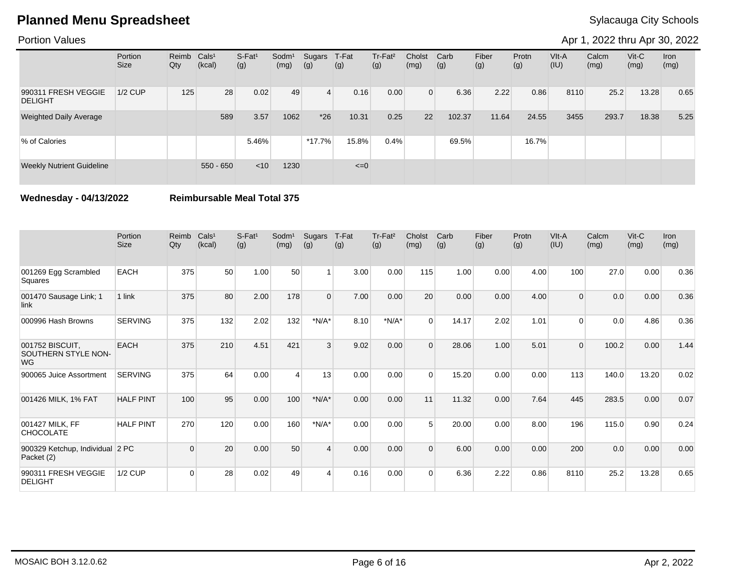# Planned Menu Spreadsheet

Sylacauga City Schools

Portion Values

Apr 1, 2022 thru Apr 30, 2022

| | Portion Size | Reimb Qty | Cals¹ (kcal) | S-Fat¹ (g) | Sodm¹ (mg) | Sugars (g) | T-Fat (g) | Tr-Fat² (g) | Cholst (mg) | Carb (g) | Fiber (g) | Protn (g) | VIt-A (IU) | Calcm (mg) | Vit-C (mg) | Iron (mg) |
|---|---|---|---|---|---|---|---|---|---|---|---|---|---|---|---|---|
| 990311 FRESH VEGGIE DELIGHT | 1/2 CUP | 125 | 28 | 0.02 | 49 | 4 | 0.16 | 0.00 | 0 | 6.36 | 2.22 | 0.86 | 8110 | 25.2 | 13.28 | 0.65 |
| Weighted Daily Average | | | 589 | 3.57 | 1062 | *26 | 10.31 | 0.25 | 22 | 102.37 | 11.64 | 24.55 | 3455 | 293.7 | 18.38 | 5.25 |
| % of Calories | | | | 5.46% | | *17.7% | 15.8% | 0.4% | | 69.5% | | 16.7% | | | | |
| Weekly Nutrient Guideline | | | 550 - 650 | <10 | 1230 | | <=0 | | | | | | | | | |

**Wednesday - 04/13/2022** **Reimbursable Meal Total 375**

| | Portion Size | Reimb Qty | Cals¹ (kcal) | S-Fat¹ (g) | Sodm¹ (mg) | Sugars (g) | T-Fat (g) | Tr-Fat² (g) | Cholst (mg) | Carb (g) | Fiber (g) | Protn (g) | VIt-A (IU) | Calcm (mg) | Vit-C (mg) | Iron (mg) |
|---|---|---|---|---|---|---|---|---|---|---|---|---|---|---|---|---|
| 001269 Egg Scrambled Squares | EACH | 375 | 50 | 1.00 | 50 | 1 | 3.00 | 0.00 | 115 | 1.00 | 0.00 | 4.00 | 100 | 27.0 | 0.00 | 0.36 |
| 001470 Sausage Link; 1 link | 1 link | 375 | 80 | 2.00 | 178 | 0 | 7.00 | 0.00 | 20 | 0.00 | 0.00 | 4.00 | 0 | 0.0 | 0.00 | 0.36 |
| 000996 Hash Browns | SERVING | 375 | 132 | 2.02 | 132 | *N/A* | 8.10 | *N/A* | 0 | 14.17 | 2.02 | 1.01 | 0 | 0.0 | 4.86 | 0.36 |
| 001752 BISCUIT, SOUTHERN STYLE NON-WG | EACH | 375 | 210 | 4.51 | 421 | 3 | 9.02 | 0.00 | 0 | 28.06 | 1.00 | 5.01 | 0 | 100.2 | 0.00 | 1.44 |
| 900065 Juice Assortment | SERVING | 375 | 64 | 0.00 | 4 | 13 | 0.00 | 0.00 | 0 | 15.20 | 0.00 | 0.00 | 113 | 140.0 | 13.20 | 0.02 |
| 001426 MILK, 1% FAT | HALF PINT | 100 | 95 | 0.00 | 100 | *N/A* | 0.00 | 0.00 | 11 | 11.32 | 0.00 | 7.64 | 445 | 283.5 | 0.00 | 0.07 |
| 001427 MILK, FF CHOCOLATE | HALF PINT | 270 | 120 | 0.00 | 160 | *N/A* | 0.00 | 0.00 | 5 | 20.00 | 0.00 | 8.00 | 196 | 115.0 | 0.90 | 0.24 |
| 900329 Ketchup, Individual Packet (2) | 2 PC | 0 | 20 | 0.00 | 50 | 4 | 0.00 | 0.00 | 0 | 6.00 | 0.00 | 0.00 | 200 | 0.0 | 0.00 | 0.00 |
| 990311 FRESH VEGGIE DELIGHT | 1/2 CUP | 0 | 28 | 0.02 | 49 | 4 | 0.16 | 0.00 | 0 | 6.36 | 2.22 | 0.86 | 8110 | 25.2 | 13.28 | 0.65 |

MOSAIC BOH 3.12.0.62

Apr 2, 2022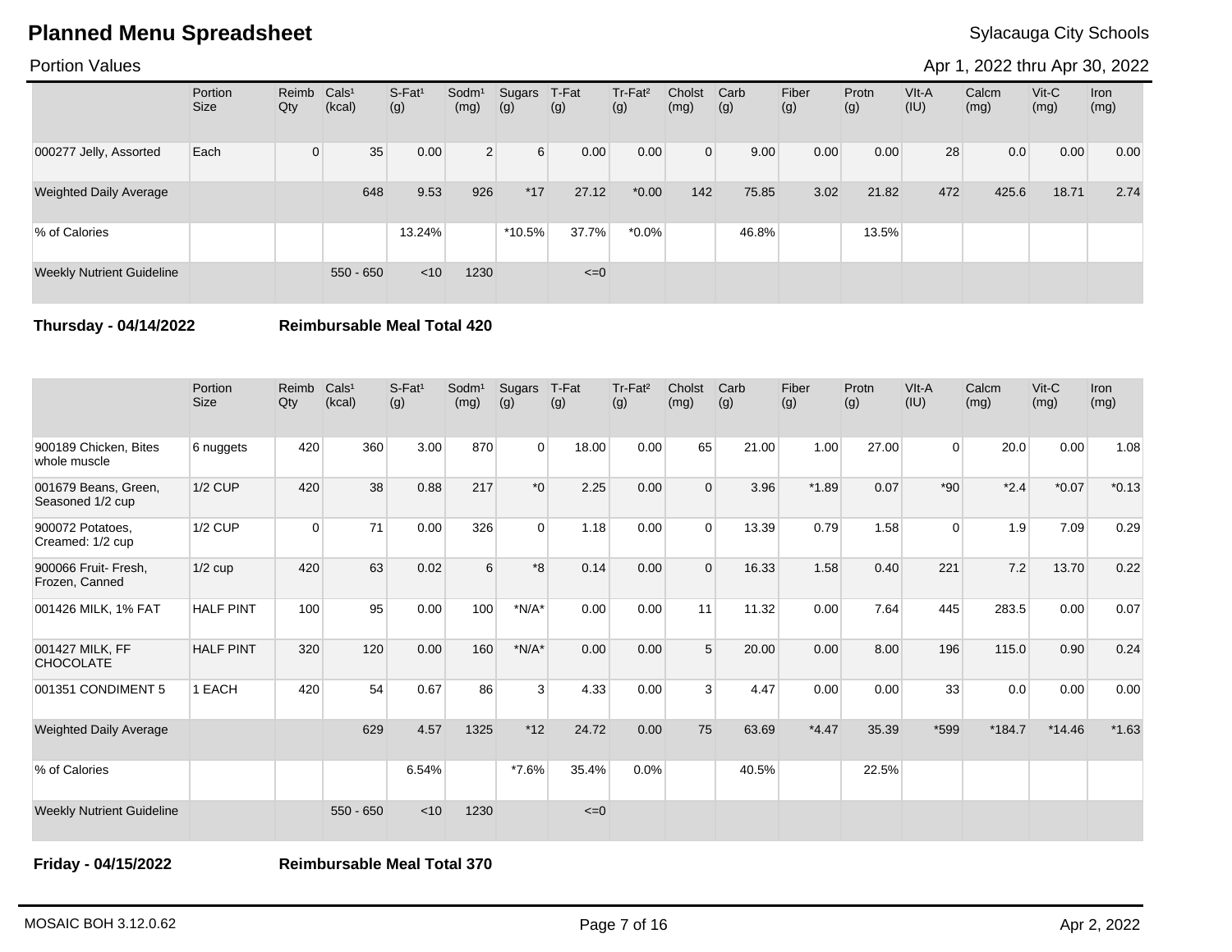# Planned Menu Spreadsheet

Sylacauga City Schools

Portion Values

Apr 1, 2022 thru Apr 30, 2022

| | Portion Size | Reimb Qty | Cals¹ (kcal) | S-Fat¹ (g) | Sodm¹ (mg) | Sugars (g) | T-Fat (g) | Tr-Fat² (g) | Cholst (mg) | Carb (g) | Fiber (g) | Protn (g) | VIt-A (IU) | Calcm (mg) | Vit-C (mg) | Iron (mg) |
|---|---|---|---|---|---|---|---|---|---|---|---|---|---|---|---|---|
| 000277 Jelly, Assorted | Each | 0 | 35 | 0.00 | 2 | 6 | 0.00 | 0.00 | 0 | 9.00 | 0.00 | 0.00 | 28 | 0.0 | 0.00 | 0.00 |
| Weighted Daily Average | | | 648 | 9.53 | 926 | *17 | 27.12 | *0.00 | 142 | 75.85 | 3.02 | 21.82 | 472 | 425.6 | 18.71 | 2.74 |
| % of Calories | | | | 13.24% | | *10.5% | 37.7% | *0.0% | | 46.8% | | 13.5% | | | | |
| Weekly Nutrient Guideline | | | 550 - 650 | <10 | 1230 | | <=0 | | | | | | | | | |

**Thursday - 04/14/2022** **Reimbursable Meal Total 420**

| | Portion Size | Reimb Qty | Cals¹ (kcal) | S-Fat¹ (g) | Sodm¹ (mg) | Sugars (g) | T-Fat (g) | Tr-Fat² (g) | Cholst (mg) | Carb (g) | Fiber (g) | Protn (g) | VIt-A (IU) | Calcm (mg) | Vit-C (mg) | Iron (mg) |
|---|---|---|---|---|---|---|---|---|---|---|---|---|---|---|---|---|
| 900189 Chicken, Bites whole muscle | 6 nuggets | 420 | 360 | 3.00 | 870 | 0 | 18.00 | 0.00 | 65 | 21.00 | 1.00 | 27.00 | 0 | 20.0 | 0.00 | 1.08 |
| 001679 Beans, Green, Seasoned 1/2 cup | 1/2 CUP | 420 | 38 | 0.88 | 217 | *0 | 2.25 | 0.00 | 0 | 3.96 | *1.89 | 0.07 | *90 | *2.4 | *0.07 | *0.13 |
| 900072 Potatoes, Creamed: 1/2 cup | 1/2 CUP | 0 | 71 | 0.00 | 326 | 0 | 1.18 | 0.00 | 0 | 13.39 | 0.79 | 1.58 | 0 | 1.9 | 7.09 | 0.29 |
| 900066 Fruit- Fresh, Frozen, Canned | 1/2 cup | 420 | 63 | 0.02 | 6 | *8 | 0.14 | 0.00 | 0 | 16.33 | 1.58 | 0.40 | 221 | 7.2 | 13.70 | 0.22 |
| 001426 MILK, 1% FAT | HALF PINT | 100 | 95 | 0.00 | 100 | *N/A* | 0.00 | 0.00 | 11 | 11.32 | 0.00 | 7.64 | 445 | 283.5 | 0.00 | 0.07 |
| 001427 MILK, FF CHOCOLATE | HALF PINT | 320 | 120 | 0.00 | 160 | *N/A* | 0.00 | 0.00 | 5 | 20.00 | 0.00 | 8.00 | 196 | 115.0 | 0.90 | 0.24 |
| 001351 CONDIMENT 5 | 1 EACH | 420 | 54 | 0.67 | 86 | 3 | 4.33 | 0.00 | 3 | 4.47 | 0.00 | 0.00 | 33 | 0.0 | 0.00 | 0.00 |
| Weighted Daily Average | | | 629 | 4.57 | 1325 | *12 | 24.72 | 0.00 | 75 | 63.69 | *4.47 | 35.39 | *599 | *184.7 | *14.46 | *1.63 |
| % of Calories | | | | 6.54% | | *7.6% | 35.4% | 0.0% | | 40.5% | | 22.5% | | | | |
| Weekly Nutrient Guideline | | | 550 - 650 | <10 | 1230 | | <=0 | | | | | | | | | |

**Friday - 04/15/2022** **Reimbursable Meal Total 370**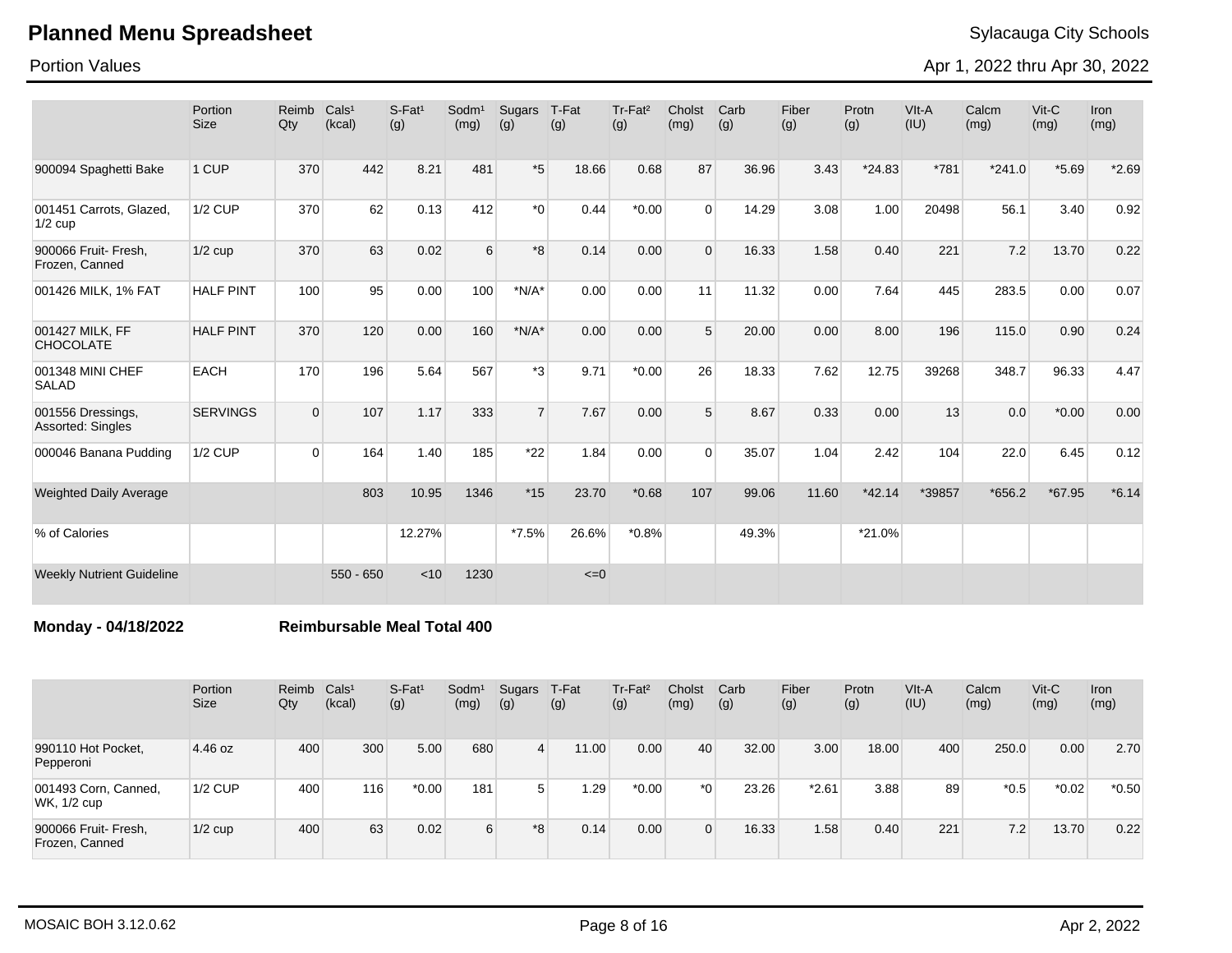## Planned Menu Spreadsheet

Sylacauga City Schools

Portion Values

Apr 1, 2022 thru Apr 30, 2022

| | Portion Size | Reimb Qty | Cals¹ (kcal) | S-Fat¹ (g) | Sodm¹ (mg) | Sugars (g) | T-Fat (g) | Tr-Fat² (g) | Cholst (mg) | Carb (g) | Fiber (g) | Protn (g) | VIt-A (IU) | Calcm (mg) | Vit-C (mg) | Iron (mg) |
|---|---|---|---|---|---|---|---|---|---|---|---|---|---|---|---|---|
| 900094 Spaghetti Bake | 1 CUP | 370 | 442 | 8.21 | 481 | *5 | 18.66 | 0.68 | 87 | 36.96 | 3.43 | *24.83 | *781 | *241.0 | *5.69 | *2.69 |
| 001451 Carrots, Glazed, 1/2 cup | 1/2 CUP | 370 | 62 | 0.13 | 412 | *0 | 0.44 | *0.00 | 0 | 14.29 | 3.08 | 1.00 | 20498 | 56.1 | 3.40 | 0.92 |
| 900066 Fruit- Fresh, Frozen, Canned | 1/2 cup | 370 | 63 | 0.02 | 6 | *8 | 0.14 | 0.00 | 0 | 16.33 | 1.58 | 0.40 | 221 | 7.2 | 13.70 | 0.22 |
| 001426 MILK, 1% FAT | HALF PINT | 100 | 95 | 0.00 | 100 | *N/A* | 0.00 | 0.00 | 11 | 11.32 | 0.00 | 7.64 | 445 | 283.5 | 0.00 | 0.07 |
| 001427 MILK, FF CHOCOLATE | HALF PINT | 370 | 120 | 0.00 | 160 | *N/A* | 0.00 | 0.00 | 5 | 20.00 | 0.00 | 8.00 | 196 | 115.0 | 0.90 | 0.24 |
| 001348 MINI CHEF SALAD | EACH | 170 | 196 | 5.64 | 567 | *3 | 9.71 | *0.00 | 26 | 18.33 | 7.62 | 12.75 | 39268 | 348.7 | 96.33 | 4.47 |
| 001556 Dressings, Assorted: Singles | SERVINGS | 0 | 107 | 1.17 | 333 | 7 | 7.67 | 0.00 | 5 | 8.67 | 0.33 | 0.00 | 13 | 0.0 | *0.00 | 0.00 |
| 000046 Banana Pudding | 1/2 CUP | 0 | 164 | 1.40 | 185 | *22 | 1.84 | 0.00 | 0 | 35.07 | 1.04 | 2.42 | 104 | 22.0 | 6.45 | 0.12 |
| Weighted Daily Average | | | 803 | 10.95 | 1346 | *15 | 23.70 | *0.68 | 107 | 99.06 | 11.60 | *42.14 | *39857 | *656.2 | *67.95 | *6.14 |
| % of Calories | | | | 12.27% | | *7.5% | 26.6% | *0.8% | | 49.3% | | *21.0% | | | | |
| Weekly Nutrient Guideline | | | 550 - 650 | <10 | 1230 | | <=0 | | | | | | | | | |

**Monday - 04/18/2022** **Reimbursable Meal Total 400**

| | Portion Size | Reimb Qty | Cals¹ (kcal) | S-Fat¹ (g) | Sodm¹ (mg) | Sugars (g) | T-Fat (g) | Tr-Fat² (g) | Cholst (mg) | Carb (g) | Fiber (g) | Protn (g) | VIt-A (IU) | Calcm (mg) | Vit-C (mg) | Iron (mg) |
|---|---|---|---|---|---|---|---|---|---|---|---|---|---|---|---|---|
| 990110 Hot Pocket, Pepperoni | 4.46 oz | 400 | 300 | 5.00 | 680 | 4 | 11.00 | 0.00 | 40 | 32.00 | 3.00 | 18.00 | 400 | 250.0 | 0.00 | 2.70 |
| 001493 Corn, Canned, WK, 1/2 cup | 1/2 CUP | 400 | 116 | *0.00 | 181 | 5 | 1.29 | *0.00 | *0 | 23.26 | *2.61 | 3.88 | 89 | *0.5 | *0.02 | *0.50 |
| 900066 Fruit- Fresh, Frozen, Canned | 1/2 cup | 400 | 63 | 0.02 | 6 | *8 | 0.14 | 0.00 | 0 | 16.33 | 1.58 | 0.40 | 221 | 7.2 | 13.70 | 0.22 |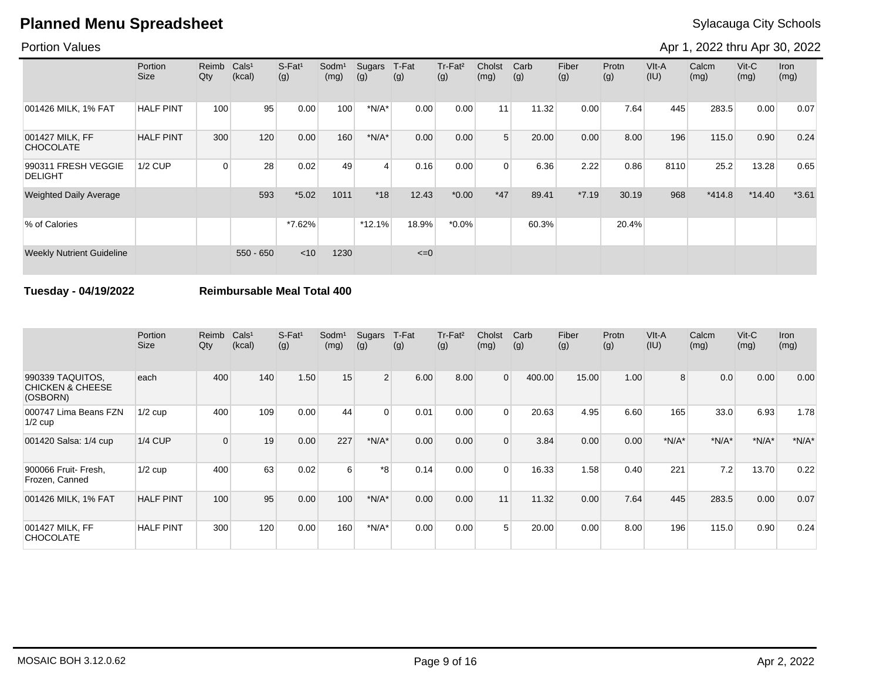# Planned Menu Spreadsheet

Sylacauga City Schools

Portion Values

Apr 1, 2022 thru Apr 30, 2022

| | Portion Size | Reimb Qty | Cals¹ (kcal) | S-Fat¹ (g) | Sodm¹ (mg) | Sugars (g) | T-Fat (g) | Tr-Fat² (g) | Cholst (mg) | Carb (g) | Fiber (g) | Protn (g) | VIt-A (IU) | Calcm (mg) | Vit-C (mg) | Iron (mg) |
|---|---|---|---|---|---|---|---|---|---|---|---|---|---|---|---|---|
| 001426 MILK, 1% FAT | HALF PINT | 100 | 95 | 0.00 | 100 | *N/A* | 0.00 | 0.00 | 11 | 11.32 | 0.00 | 7.64 | 445 | 283.5 | 0.00 | 0.07 |
| 001427 MILK, FF CHOCOLATE | HALF PINT | 300 | 120 | 0.00 | 160 | *N/A* | 0.00 | 0.00 | 5 | 20.00 | 0.00 | 8.00 | 196 | 115.0 | 0.90 | 0.24 |
| 990311 FRESH VEGGIE DELIGHT | 1/2 CUP | 0 | 28 | 0.02 | 49 | 4 | 0.16 | 0.00 | 0 | 6.36 | 2.22 | 0.86 | 8110 | 25.2 | 13.28 | 0.65 |
| Weighted Daily Average | | | 593 | *5.02 | 1011 | *18 | 12.43 | *0.00 | *47 | 89.41 | *7.19 | 30.19 | 968 | *414.8 | *14.40 | *3.61 |
| % of Calories | | | | *7.62% | | *12.1% | 18.9% | *0.0% | | 60.3% | | 20.4% | | | | |
| Weekly Nutrient Guideline | | | 550 - 650 | <10 | 1230 | | <=0 | | | | | | | | | |

**Tuesday - 04/19/2022** **Reimbursable Meal Total 400**

| | Portion Size | Reimb Qty | Cals¹ (kcal) | S-Fat¹ (g) | Sodm¹ (mg) | Sugars (g) | T-Fat (g) | Tr-Fat² (g) | Cholst (mg) | Carb (g) | Fiber (g) | Protn (g) | VIt-A (IU) | Calcm (mg) | Vit-C (mg) | Iron (mg) |
|---|---|---|---|---|---|---|---|---|---|---|---|---|---|---|---|---|
| 990339 TAQUITOS, CHICKEN & CHEESE (OSBORN) | each | 400 | 140 | 1.50 | 15 | 2 | 6.00 | 8.00 | 0 | 400.00 | 15.00 | 1.00 | 8 | 0.0 | 0.00 | 0.00 |
| 000747 Lima Beans FZN 1/2 cup | 1/2 cup | 400 | 109 | 0.00 | 44 | 0 | 0.01 | 0.00 | 0 | 20.63 | 4.95 | 6.60 | 165 | 33.0 | 6.93 | 1.78 |
| 001420 Salsa: 1/4 cup | 1/4 CUP | 0 | 19 | 0.00 | 227 | *N/A* | 0.00 | 0.00 | 0 | 3.84 | 0.00 | 0.00 | *N/A* | *N/A* | *N/A* | *N/A* |
| 900066 Fruit- Fresh, Frozen, Canned | 1/2 cup | 400 | 63 | 0.02 | 6 | *8 | 0.14 | 0.00 | 0 | 16.33 | 1.58 | 0.40 | 221 | 7.2 | 13.70 | 0.22 |
| 001426 MILK, 1% FAT | HALF PINT | 100 | 95 | 0.00 | 100 | *N/A* | 0.00 | 0.00 | 11 | 11.32 | 0.00 | 7.64 | 445 | 283.5 | 0.00 | 0.07 |
| 001427 MILK, FF CHOCOLATE | HALF PINT | 300 | 120 | 0.00 | 160 | *N/A* | 0.00 | 0.00 | 5 | 20.00 | 0.00 | 8.00 | 196 | 115.0 | 0.90 | 0.24 |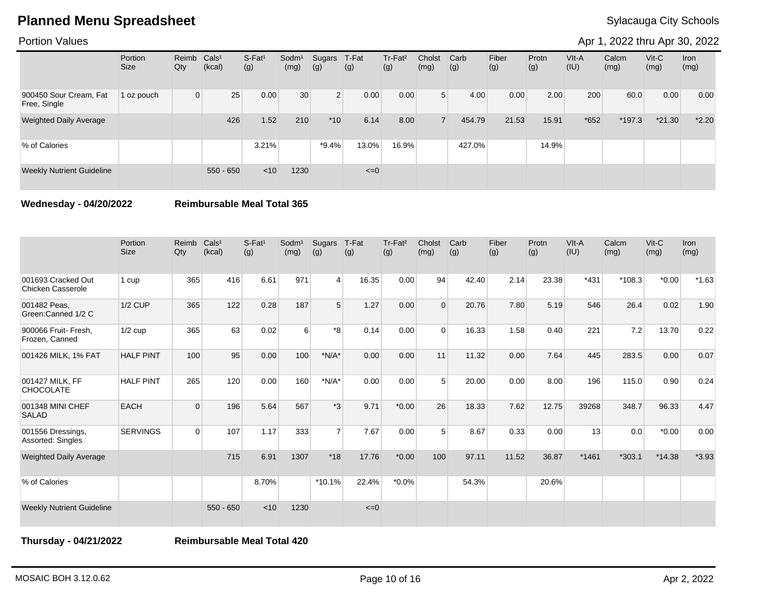# Planned Menu Spreadsheet

Sylacauga City Schools

Portion Values

Apr 1, 2022 thru Apr 30, 2022

| | Portion Size | Reimb Qty | Cals¹ (kcal) | S-Fat¹ (g) | Sodm¹ (mg) | Sugars (g) | T-Fat (g) | Tr-Fat² (g) | Cholst (mg) | Carb (g) | Fiber (g) | Protn (g) | Vlt-A (IU) | Calcm (mg) | Vit-C (mg) | Iron (mg) |
|---|---|---|---|---|---|---|---|---|---|---|---|---|---|---|---|---|
| 900450 Sour Cream, Fat Free, Single | 1 oz pouch | 0 | 25 | 0.00 | 30 | 2 | 0.00 | 0.00 | 5 | 4.00 | 0.00 | 2.00 | 200 | 60.0 | 0.00 | 0.00 |
| Weighted Daily Average | | | 426 | 1.52 | 210 | *10 | 6.14 | 8.00 | 7 | 454.79 | 21.53 | 15.91 | *652 | *197.3 | *21.30 | *2.20 |
| % of Calories | | | | 3.21% | | *9.4% | 13.0% | 16.9% | | 427.0% | | 14.9% | | | | |
| Weekly Nutrient Guideline | | | 550 - 650 | <10 | 1230 | | <=0 | | | | | | | | | |

**Wednesday - 04/20/2022** **Reimbursable Meal Total 365**

| | Portion Size | Reimb Qty | Cals¹ (kcal) | S-Fat¹ (g) | Sodm¹ (mg) | Sugars (g) | T-Fat (g) | Tr-Fat² (g) | Cholst (mg) | Carb (g) | Fiber (g) | Protn (g) | Vlt-A (IU) | Calcm (mg) | Vit-C (mg) | Iron (mg) |
|---|---|---|---|---|---|---|---|---|---|---|---|---|---|---|---|---|
| 001693 Cracked Out Chicken Casserole | 1 cup | 365 | 416 | 6.61 | 971 | 4 | 16.35 | 0.00 | 94 | 42.40 | 2.14 | 23.38 | *431 | *108.3 | *0.00 | *1.63 |
| 001482 Peas, Green:Canned 1/2 C | 1/2 CUP | 365 | 122 | 0.28 | 187 | 5 | 1.27 | 0.00 | 0 | 20.76 | 7.80 | 5.19 | 546 | 26.4 | 0.02 | 1.90 |
| 900066 Fruit- Fresh, Frozen, Canned | 1/2 cup | 365 | 63 | 0.02 | 6 | *8 | 0.14 | 0.00 | 0 | 16.33 | 1.58 | 0.40 | 221 | 7.2 | 13.70 | 0.22 |
| 001426 MILK, 1% FAT | HALF PINT | 100 | 95 | 0.00 | 100 | *N/A* | 0.00 | 0.00 | 11 | 11.32 | 0.00 | 7.64 | 445 | 283.5 | 0.00 | 0.07 |
| 001427 MILK, FF CHOCOLATE | HALF PINT | 265 | 120 | 0.00 | 160 | *N/A* | 0.00 | 0.00 | 5 | 20.00 | 0.00 | 8.00 | 196 | 115.0 | 0.90 | 0.24 |
| 001348 MINI CHEF SALAD | EACH | 0 | 196 | 5.64 | 567 | *3 | 9.71 | *0.00 | 26 | 18.33 | 7.62 | 12.75 | 39268 | 348.7 | 96.33 | 4.47 |
| 001556 Dressings, Assorted: Singles | SERVINGS | 0 | 107 | 1.17 | 333 | 7 | 7.67 | 0.00 | 5 | 8.67 | 0.33 | 0.00 | 13 | 0.0 | *0.00 | 0.00 |
| Weighted Daily Average | | | 715 | 6.91 | 1307 | *18 | 17.76 | *0.00 | 100 | 97.11 | 11.52 | 36.87 | *1461 | *303.1 | *14.38 | *3.93 |
| % of Calories | | | | 8.70% | | *10.1% | 22.4% | *0.0% | | 54.3% | | 20.6% | | | | |
| Weekly Nutrient Guideline | | | 550 - 650 | <10 | 1230 | | <=0 | | | | | | | | | |

**Thursday - 04/21/2022** **Reimbursable Meal Total 420**

MOSAIC BOH 3.12.0.62 Apr 2, 2022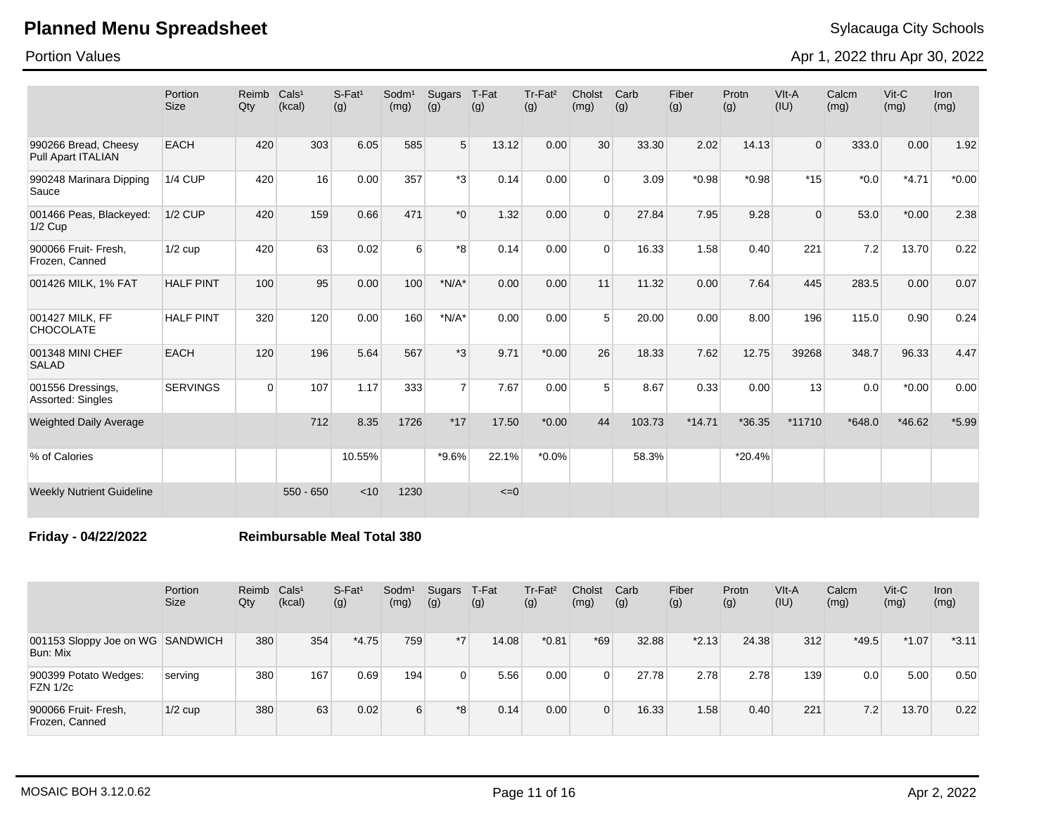# Planned Menu Spreadsheet

Sylacauga City Schools

Portion Values

Apr 1, 2022 thru Apr 30, 2022

| | Portion Size | Reimb Qty | Cals¹ (kcal) | S-Fat¹ (g) | Sodm¹ (mg) | Sugars (g) | T-Fat (g) | Tr-Fat² (g) | Cholst (mg) | Carb (g) | Fiber (g) | Protn (g) | VIt-A (IU) | Calcm (mg) | Vit-C (mg) | Iron (mg) |
|---|---|---|---|---|---|---|---|---|---|---|---|---|---|---|---|---|
| 990266 Bread, Cheesy Pull Apart ITALIAN | EACH | 420 | 303 | 6.05 | 585 | 5 | 13.12 | 0.00 | 30 | 33.30 | 2.02 | 14.13 | 0 | 333.0 | 0.00 | 1.92 |
| 990248 Marinara Dipping Sauce | 1/4 CUP | 420 | 16 | 0.00 | 357 | *3 | 0.14 | 0.00 | 0 | 3.09 | *0.98 | *0.98 | *15 | *0.0 | *4.71 | *0.00 |
| 001466 Peas, Blackeyed: 1/2 Cup | 1/2 CUP | 420 | 159 | 0.66 | 471 | *0 | 1.32 | 0.00 | 0 | 27.84 | 7.95 | 9.28 | 0 | 53.0 | *0.00 | 2.38 |
| 900066 Fruit- Fresh, Frozen, Canned | 1/2 cup | 420 | 63 | 0.02 | 6 | *8 | 0.14 | 0.00 | 0 | 16.33 | 1.58 | 0.40 | 221 | 7.2 | 13.70 | 0.22 |
| 001426 MILK, 1% FAT | HALF PINT | 100 | 95 | 0.00 | 100 | *N/A* | 0.00 | 0.00 | 11 | 11.32 | 0.00 | 7.64 | 445 | 283.5 | 0.00 | 0.07 |
| 001427 MILK, FF CHOCOLATE | HALF PINT | 320 | 120 | 0.00 | 160 | *N/A* | 0.00 | 0.00 | 5 | 20.00 | 0.00 | 8.00 | 196 | 115.0 | 0.90 | 0.24 |
| 001348 MINI CHEF SALAD | EACH | 120 | 196 | 5.64 | 567 | *3 | 9.71 | *0.00 | 26 | 18.33 | 7.62 | 12.75 | 39268 | 348.7 | 96.33 | 4.47 |
| 001556 Dressings, Assorted: Singles | SERVINGS | 0 | 107 | 1.17 | 333 | 7 | 7.67 | 0.00 | 5 | 8.67 | 0.33 | 0.00 | 13 | 0.0 | *0.00 | 0.00 |
| Weighted Daily Average | | | 712 | 8.35 | 1726 | *17 | 17.50 | *0.00 | 44 | 103.73 | *14.71 | *36.35 | *11710 | *648.0 | *46.62 | *5.99 |
| % of Calories | | | | 10.55% | | *9.6% | 22.1% | *0.0% | | 58.3% | | *20.4% | | | | |
| Weekly Nutrient Guideline | | | 550 - 650 | <10 | 1230 | | <=0 | | | | | | | | | |

**Friday - 04/22/2022** **Reimbursable Meal Total 380**

| | Portion Size | Reimb Qty | Cals¹ (kcal) | S-Fat¹ (g) | Sodm¹ (mg) | Sugars (g) | T-Fat (g) | Tr-Fat² (g) | Cholst (mg) | Carb (g) | Fiber (g) | Protn (g) | VIt-A (IU) | Calcm (mg) | Vit-C (mg) | Iron (mg) |
|---|---|---|---|---|---|---|---|---|---|---|---|---|---|---|---|---|
| 001153 Sloppy Joe on WG Bun: Mix | SANDWICH | 380 | 354 | *4.75 | 759 | *7 | 14.08 | *0.81 | *69 | 32.88 | *2.13 | 24.38 | 312 | *49.5 | *1.07 | *3.11 |
| 900399 Potato Wedges: FZN 1/2c | serving | 380 | 167 | 0.69 | 194 | 0 | 5.56 | 0.00 | 0 | 27.78 | 2.78 | 2.78 | 139 | 0.0 | 5.00 | 0.50 |
| 900066 Fruit- Fresh, Frozen, Canned | 1/2 cup | 380 | 63 | 0.02 | 6 | *8 | 0.14 | 0.00 | 0 | 16.33 | 1.58 | 0.40 | 221 | 7.2 | 13.70 | 0.22 |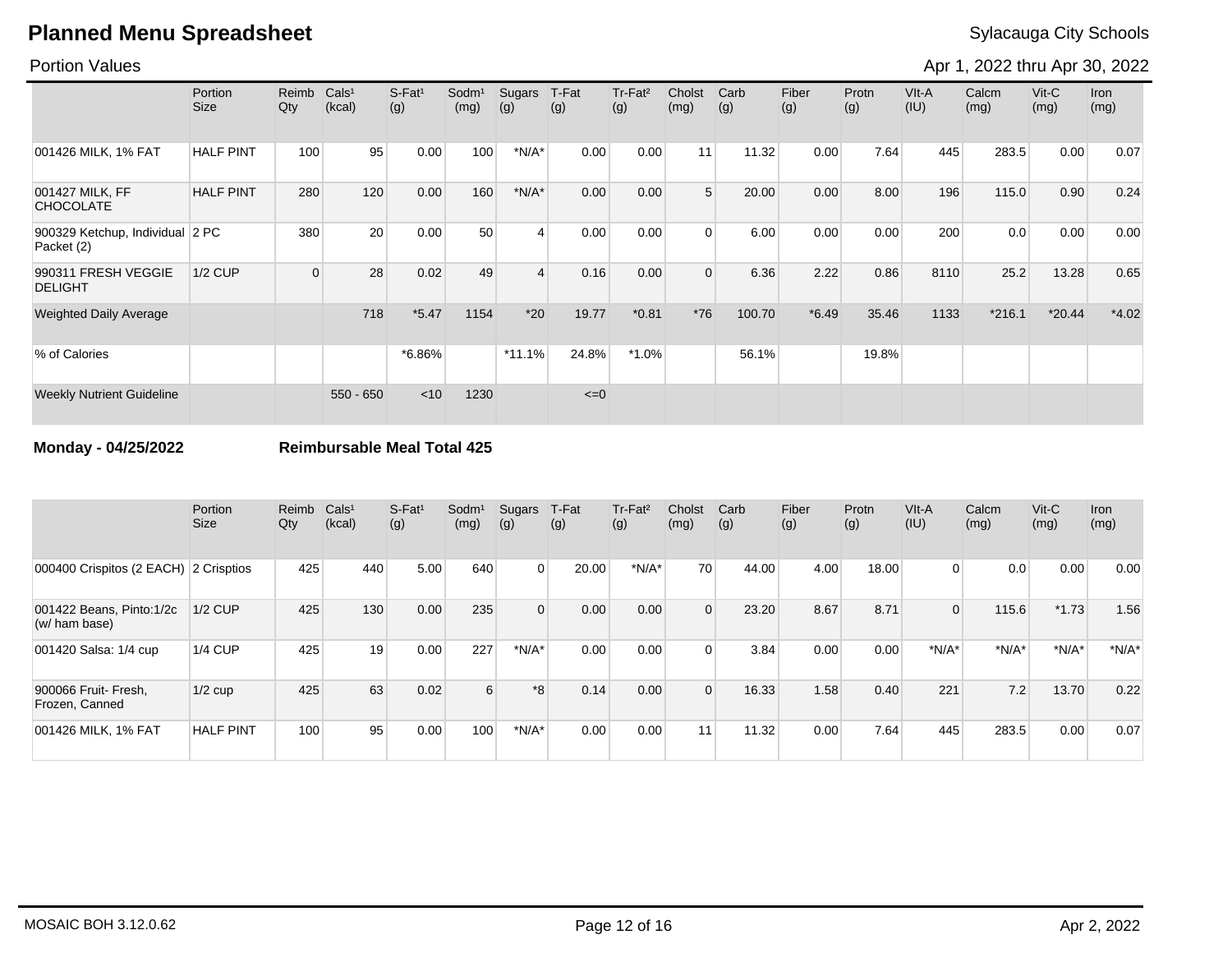# Planned Menu Spreadsheet

Sylacauga City Schools

Portion Values

Apr 1, 2022 thru Apr 30, 2022

| | Portion Size | Reimb Qty | Cals¹ (kcal) | S-Fat¹ (g) | Sodm¹ (mg) | Sugars (g) | T-Fat (g) | Tr-Fat² (g) | Cholst (mg) | Carb (g) | Fiber (g) | Protn (g) | VIt-A (IU) | Calcm (mg) | Vit-C (mg) | Iron (mg) |
|---|---|---|---|---|---|---|---|---|---|---|---|---|---|---|---|---|
| 001426 MILK, 1% FAT | HALF PINT | 100 | 95 | 0.00 | 100 | *N/A* | 0.00 | 0.00 | 11 | 11.32 | 0.00 | 7.64 | 445 | 283.5 | 0.00 | 0.07 |
| 001427 MILK, FF CHOCOLATE | HALF PINT | 280 | 120 | 0.00 | 160 | *N/A* | 0.00 | 0.00 | 5 | 20.00 | 0.00 | 8.00 | 196 | 115.0 | 0.90 | 0.24 |
| 900329 Ketchup, Individual Packet (2) | 2 PC | 380 | 20 | 0.00 | 50 | 4 | 0.00 | 0.00 | 0 | 6.00 | 0.00 | 0.00 | 200 | 0.0 | 0.00 | 0.00 |
| 990311 FRESH VEGGIE DELIGHT | 1/2 CUP | 0 | 28 | 0.02 | 49 | 4 | 0.16 | 0.00 | 0 | 6.36 | 2.22 | 0.86 | 8110 | 25.2 | 13.28 | 0.65 |
| Weighted Daily Average | | | 718 | *5.47 | 1154 | *20 | 19.77 | *0.81 | *76 | 100.70 | *6.49 | 35.46 | 1133 | *216.1 | *20.44 | *4.02 |
| % of Calories | | | | *6.86% | | *11.1% | 24.8% | *1.0% | | 56.1% | | 19.8% | | | | |
| Weekly Nutrient Guideline | | | 550 - 650 | <10 | 1230 | | <=0 | | | | | | | | | |

**Monday - 04/25/2022** **Reimbursable Meal Total 425**

| | Portion Size | Reimb Qty | Cals¹ (kcal) | S-Fat¹ (g) | Sodm¹ (mg) | Sugars (g) | T-Fat (g) | Tr-Fat² (g) | Cholst (mg) | Carb (g) | Fiber (g) | Protn (g) | VIt-A (IU) | Calcm (mg) | Vit-C (mg) | Iron (mg) |
|---|---|---|---|---|---|---|---|---|---|---|---|---|---|---|---|---|
| 000400 Crispitos (2 EACH) | 2 Crisptios | 425 | 440 | 5.00 | 640 | 0 | 20.00 | *N/A* | 70 | 44.00 | 4.00 | 18.00 | 0 | 0.0 | 0.00 | 0.00 |
| 001422 Beans, Pinto:1/2c (w/ ham base) | 1/2 CUP | 425 | 130 | 0.00 | 235 | 0 | 0.00 | 0.00 | 0 | 23.20 | 8.67 | 8.71 | 0 | 115.6 | *1.73 | 1.56 |
| 001420 Salsa: 1/4 cup | 1/4 CUP | 425 | 19 | 0.00 | 227 | *N/A* | 0.00 | 0.00 | 0 | 3.84 | 0.00 | 0.00 | *N/A* | *N/A* | *N/A* | *N/A* |
| 900066 Fruit- Fresh, Frozen, Canned | 1/2 cup | 425 | 63 | 0.02 | 6 | *8 | 0.14 | 0.00 | 0 | 16.33 | 1.58 | 0.40 | 221 | 7.2 | 13.70 | 0.22 |
| 001426 MILK, 1% FAT | HALF PINT | 100 | 95 | 0.00 | 100 | *N/A* | 0.00 | 0.00 | 11 | 11.32 | 0.00 | 7.64 | 445 | 283.5 | 0.00 | 0.07 |

MOSAIC BOH 3.12.0.62 Apr 2, 2022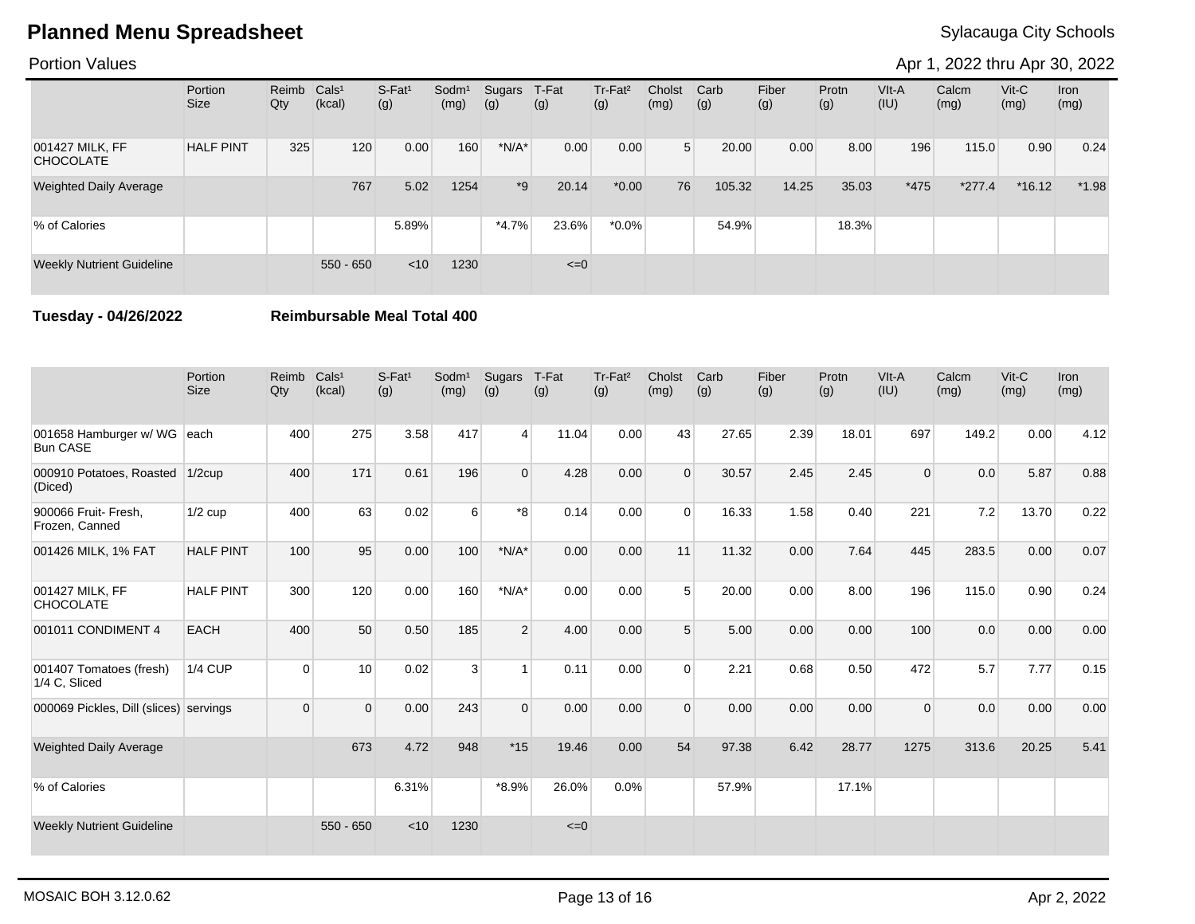# Planned Menu Spreadsheet

Sylacauga City Schools

Portion Values

Apr 1, 2022 thru Apr 30, 2022

| | Portion Size | Reimb Qty | Cals[1] (kcal) | S-Fat[1] (g) | Sodm[1] (mg) | Sugars (g) | T-Fat (g) | Tr-Fat[2] (g) | Cholst (mg) | Carb (g) | Fiber (g) | Protn (g) | VIt-A (IU) | Calcm (mg) | Vit-C (mg) | Iron (mg) |
|---|---|---|---|---|---|---|---|---|---|---|---|---|---|---|---|---|
| 001427 MILK, FF CHOCOLATE | HALF PINT | 325 | 120 | 0.00 | 160 | *N/A* | 0.00 | 0.00 | 5 | 20.00 | 0.00 | 8.00 | 196 | 115.0 | 0.90 | 0.24 |
| Weighted Daily Average | | | 767 | 5.02 | 1254 | *9 | 20.14 | *0.00 | 76 | 105.32 | 14.25 | 35.03 | *475 | *277.4 | *16.12 | *1.98 |
| % of Calories | | | | 5.89% | | *4.7% | 23.6% | *0.0% | | 54.9% | | 18.3% | | | | |
| Weekly Nutrient Guideline | | | 550 - 650 | <10 | 1230 | | <=0 | | | | | | | | | |

**Tuesday - 04/26/2022** **Reimbursable Meal Total 400**

| | Portion Size | Reimb Qty | Cals[1] (kcal) | S-Fat[1] (g) | Sodm[1] (mg) | Sugars (g) | T-Fat (g) | Tr-Fat[2] (g) | Cholst (mg) | Carb (g) | Fiber (g) | Protn (g) | VIt-A (IU) | Calcm (mg) | Vit-C (mg) | Iron (mg) |
|---|---|---|---|---|---|---|---|---|---|---|---|---|---|---|---|---|
| 001658 Hamburger w/ WG Bun CASE | each | 400 | 275 | 3.58 | 417 | 4 | 11.04 | 0.00 | 43 | 27.65 | 2.39 | 18.01 | 697 | 149.2 | 0.00 | 4.12 |
| 000910 Potatoes, Roasted (Diced) | 1/2cup | 400 | 171 | 0.61 | 196 | 0 | 4.28 | 0.00 | 0 | 30.57 | 2.45 | 2.45 | 0 | 0.0 | 5.87 | 0.88 |
| 900066 Fruit- Fresh, Frozen, Canned | 1/2 cup | 400 | 63 | 0.02 | 6 | *8 | 0.14 | 0.00 | 0 | 16.33 | 1.58 | 0.40 | 221 | 7.2 | 13.70 | 0.22 |
| 001426 MILK, 1% FAT | HALF PINT | 100 | 95 | 0.00 | 100 | *N/A* | 0.00 | 0.00 | 11 | 11.32 | 0.00 | 7.64 | 445 | 283.5 | 0.00 | 0.07 |
| 001427 MILK, FF CHOCOLATE | HALF PINT | 300 | 120 | 0.00 | 160 | *N/A* | 0.00 | 0.00 | 5 | 20.00 | 0.00 | 8.00 | 196 | 115.0 | 0.90 | 0.24 |
| 001011 CONDIMENT 4 | EACH | 400 | 50 | 0.50 | 185 | 2 | 4.00 | 0.00 | 5 | 5.00 | 0.00 | 0.00 | 100 | 0.0 | 0.00 | 0.00 |
| 001407 Tomatoes (fresh) 1/4 C, Sliced | 1/4 CUP | 0 | 10 | 0.02 | 3 | 1 | 0.11 | 0.00 | 0 | 2.21 | 0.68 | 0.50 | 472 | 5.7 | 7.77 | 0.15 |
| 000069 Pickles, Dill (slices) | servings | 0 | 0 | 0.00 | 243 | 0 | 0.00 | 0.00 | 0 | 0.00 | 0.00 | 0.00 | 0 | 0.0 | 0.00 | 0.00 |
| Weighted Daily Average | | | 673 | 4.72 | 948 | *15 | 19.46 | 0.00 | 54 | 97.38 | 6.42 | 28.77 | 1275 | 313.6 | 20.25 | 5.41 |
| % of Calories | | | | 6.31% | | *8.9% | 26.0% | 0.0% | | 57.9% | | 17.1% | | | | |
| Weekly Nutrient Guideline | | | 550 - 650 | <10 | 1230 | | <=0 | | | | | | | | | |

MOSAIC BOH 3.12.0.62

Apr 2, 2022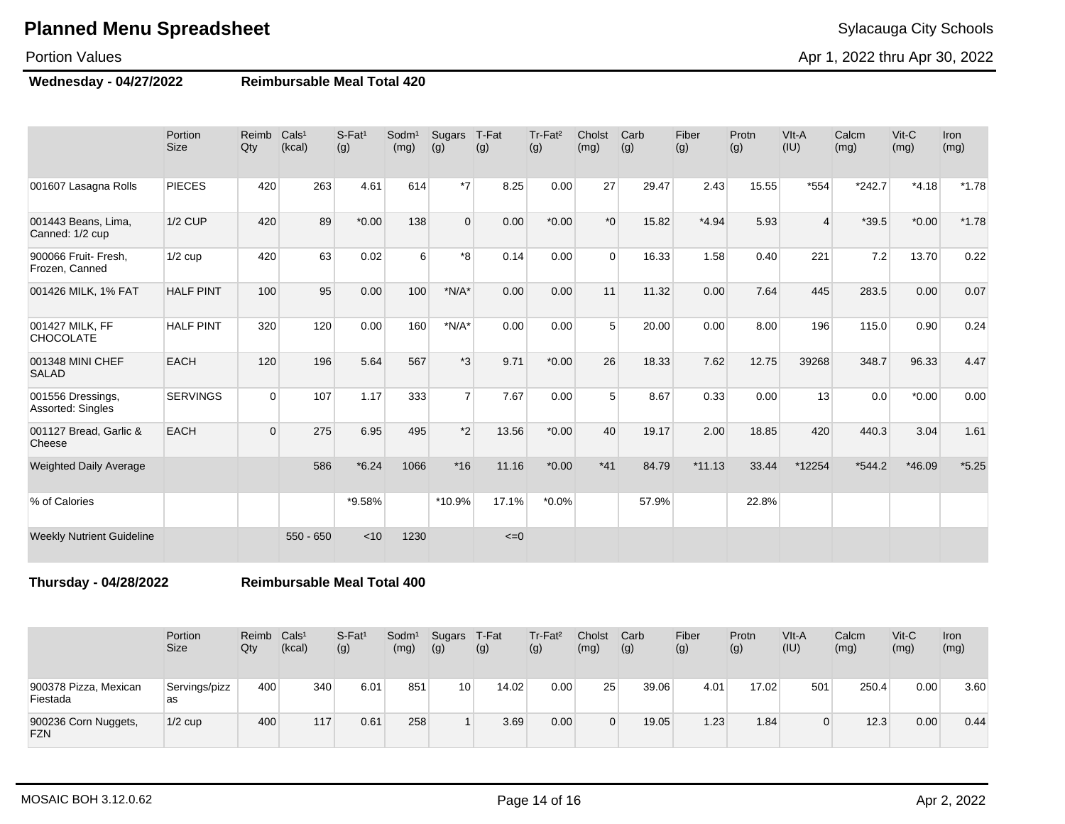# Planned Menu Spreadsheet

Sylacauga City Schools

Portion Values

Apr 1, 2022 thru Apr 30, 2022

**Wednesday - 04/27/2022** **Reimbursable Meal Total 420**

| | Portion Size | Reimb Qty | Cals¹ (kcal) | S-Fat¹ (g) | Sodm¹ (mg) | Sugars (g) | T-Fat (g) | Tr-Fat² (g) | Cholst (mg) | Carb (g) | Fiber (g) | Protn (g) | VIt-A (IU) | Calcm (mg) | Vit-C (mg) | Iron (mg) |
|---|---|---|---|---|---|---|---|---|---|---|---|---|---|---|---|---|
| 001607 Lasagna Rolls | PIECES | 420 | 263 | 4.61 | 614 | *7 | 8.25 | 0.00 | 27 | 29.47 | 2.43 | 15.55 | *554 | *242.7 | *4.18 | *1.78 |
| 001443 Beans, Lima, Canned: 1/2 cup | 1/2 CUP | 420 | 89 | *0.00 | 138 | 0 | 0.00 | *0.00 | *0 | 15.82 | *4.94 | 5.93 | 4 | *39.5 | *0.00 | *1.78 |
| 900066 Fruit- Fresh, Frozen, Canned | 1/2 cup | 420 | 63 | 0.02 | 6 | *8 | 0.14 | 0.00 | 0 | 16.33 | 1.58 | 0.40 | 221 | 7.2 | 13.70 | 0.22 |
| 001426 MILK, 1% FAT | HALF PINT | 100 | 95 | 0.00 | 100 | *N/A* | 0.00 | 0.00 | 11 | 11.32 | 0.00 | 7.64 | 445 | 283.5 | 0.00 | 0.07 |
| 001427 MILK, FF CHOCOLATE | HALF PINT | 320 | 120 | 0.00 | 160 | *N/A* | 0.00 | 0.00 | 5 | 20.00 | 0.00 | 8.00 | 196 | 115.0 | 0.90 | 0.24 |
| 001348 MINI CHEF SALAD | EACH | 120 | 196 | 5.64 | 567 | *3 | 9.71 | *0.00 | 26 | 18.33 | 7.62 | 12.75 | 39268 | 348.7 | 96.33 | 4.47 |
| 001556 Dressings, Assorted: Singles | SERVINGS | 0 | 107 | 1.17 | 333 | 7 | 7.67 | 0.00 | 5 | 8.67 | 0.33 | 0.00 | 13 | 0.0 | *0.00 | 0.00 |
| 001127 Bread, Garlic & Cheese | EACH | 0 | 275 | 6.95 | 495 | *2 | 13.56 | *0.00 | 40 | 19.17 | 2.00 | 18.85 | 420 | 440.3 | 3.04 | 1.61 |
| Weighted Daily Average | | | 586 | *6.24 | 1066 | *16 | 11.16 | *0.00 | *41 | 84.79 | *11.13 | 33.44 | *12254 | *544.2 | *46.09 | *5.25 |
| % of Calories | | | | *9.58% | | *10.9% | 17.1% | *0.0% | | 57.9% | | 22.8% | | | | |
| Weekly Nutrient Guideline | | | 550 - 650 | <10 | 1230 | | <=0 | | | | | | | | | |

**Thursday - 04/28/2022** **Reimbursable Meal Total 400**

| | Portion Size | Reimb Qty | Cals¹ (kcal) | S-Fat¹ (g) | Sodm¹ (mg) | Sugars (g) | T-Fat (g) | Tr-Fat² (g) | Cholst (mg) | Carb (g) | Fiber (g) | Protn (g) | VIt-A (IU) | Calcm (mg) | Vit-C (mg) | Iron (mg) |
|---|---|---|---|---|---|---|---|---|---|---|---|---|---|---|---|---|
| 900378 Pizza, Mexican Fiestada | Servings/pizzas | 400 | 340 | 6.01 | 851 | 10 | 14.02 | 0.00 | 25 | 39.06 | 4.01 | 17.02 | 501 | 250.4 | 0.00 | 3.60 |
| 900236 Corn Nuggets, FZN | 1/2 cup | 400 | 117 | 0.61 | 258 | 1 | 3.69 | 0.00 | 0 | 19.05 | 1.23 | 1.84 | 0 | 12.3 | 0.00 | 0.44 |

MOSAIC BOH 3.12.0.62

Apr 2, 2022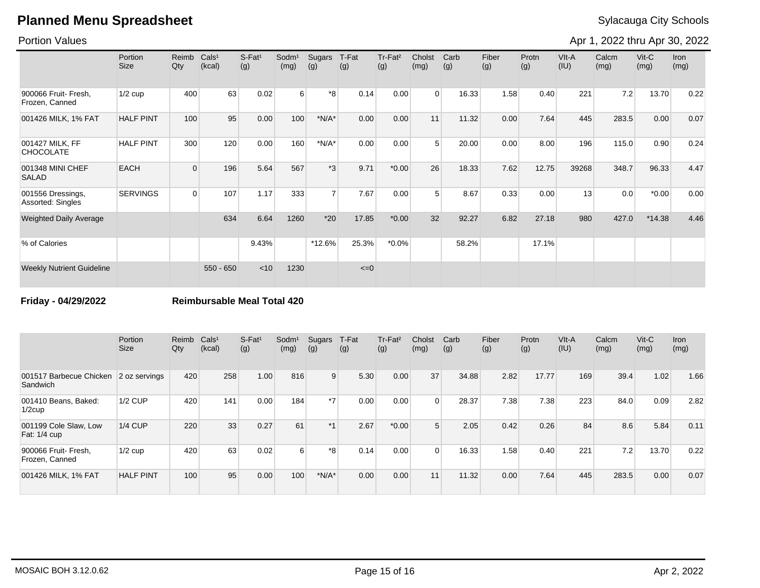# Planned Menu Spreadsheet

Sylacauga City Schools

Portion Values

Apr 1, 2022 thru Apr 30, 2022

| | Portion Size | Reimb Qty | Cals¹ (kcal) | S-Fat¹ (g) | Sodm¹ (mg) | Sugars (g) | T-Fat (g) | Tr-Fat² (g) | Cholst (mg) | Carb (g) | Fiber (g) | Protn (g) | VIt-A (IU) | Calcm (mg) | Vit-C (mg) | Iron (mg) |
|---|---|---|---|---|---|---|---|---|---|---|---|---|---|---|---|---|
| 900066 Fruit- Fresh, Frozen, Canned | 1/2 cup | 400 | 63 | 0.02 | 6 | *8 | 0.14 | 0.00 | 0 | 16.33 | 1.58 | 0.40 | 221 | 7.2 | 13.70 | 0.22 |
| 001426 MILK, 1% FAT | HALF PINT | 100 | 95 | 0.00 | 100 | *N/A* | 0.00 | 0.00 | 11 | 11.32 | 0.00 | 7.64 | 445 | 283.5 | 0.00 | 0.07 |
| 001427 MILK, FF CHOCOLATE | HALF PINT | 300 | 120 | 0.00 | 160 | *N/A* | 0.00 | 0.00 | 5 | 20.00 | 0.00 | 8.00 | 196 | 115.0 | 0.90 | 0.24 |
| 001348 MINI CHEF SALAD | EACH | 0 | 196 | 5.64 | 567 | *3 | 9.71 | *0.00 | 26 | 18.33 | 7.62 | 12.75 | 39268 | 348.7 | 96.33 | 4.47 |
| 001556 Dressings, Assorted: Singles | SERVINGS | 0 | 107 | 1.17 | 333 | 7 | 7.67 | 0.00 | 5 | 8.67 | 0.33 | 0.00 | 13 | 0.0 | *0.00 | 0.00 |
| Weighted Daily Average | | | 634 | 6.64 | 1260 | *20 | 17.85 | *0.00 | 32 | 92.27 | 6.82 | 27.18 | 980 | 427.0 | *14.38 | 4.46 |
| % of Calories | | | | 9.43% | | *12.6% | 25.3% | *0.0% | | 58.2% | | 17.1% | | | | |
| Weekly Nutrient Guideline | | | 550 - 650 | <10 | 1230 | | <=0 | | | | | | | | | |

**Friday - 04/29/2022** **Reimbursable Meal Total 420**

| | Portion Size | Reimb Qty | Cals¹ (kcal) | S-Fat¹ (g) | Sodm¹ (mg) | Sugars (g) | T-Fat (g) | Tr-Fat² (g) | Cholst (mg) | Carb (g) | Fiber (g) | Protn (g) | VIt-A (IU) | Calcm (mg) | Vit-C (mg) | Iron (mg) |
|---|---|---|---|---|---|---|---|---|---|---|---|---|---|---|---|---|
| 001517 Barbecue Chicken Sandwich | 2 oz servings | 420 | 258 | 1.00 | 816 | 9 | 5.30 | 0.00 | 37 | 34.88 | 2.82 | 17.77 | 169 | 39.4 | 1.02 | 1.66 |
| 001410 Beans, Baked: 1/2cup | 1/2 CUP | 420 | 141 | 0.00 | 184 | *7 | 0.00 | 0.00 | 0 | 28.37 | 7.38 | 7.38 | 223 | 84.0 | 0.09 | 2.82 |
| 001199 Cole Slaw, Low Fat: 1/4 cup | 1/4 CUP | 220 | 33 | 0.27 | 61 | *1 | 2.67 | *0.00 | 5 | 2.05 | 0.42 | 0.26 | 84 | 8.6 | 5.84 | 0.11 |
| 900066 Fruit- Fresh, Frozen, Canned | 1/2 cup | 420 | 63 | 0.02 | 6 | *8 | 0.14 | 0.00 | 0 | 16.33 | 1.58 | 0.40 | 221 | 7.2 | 13.70 | 0.22 |
| 001426 MILK, 1% FAT | HALF PINT | 100 | 95 | 0.00 | 100 | *N/A* | 0.00 | 0.00 | 11 | 11.32 | 0.00 | 7.64 | 445 | 283.5 | 0.00 | 0.07 |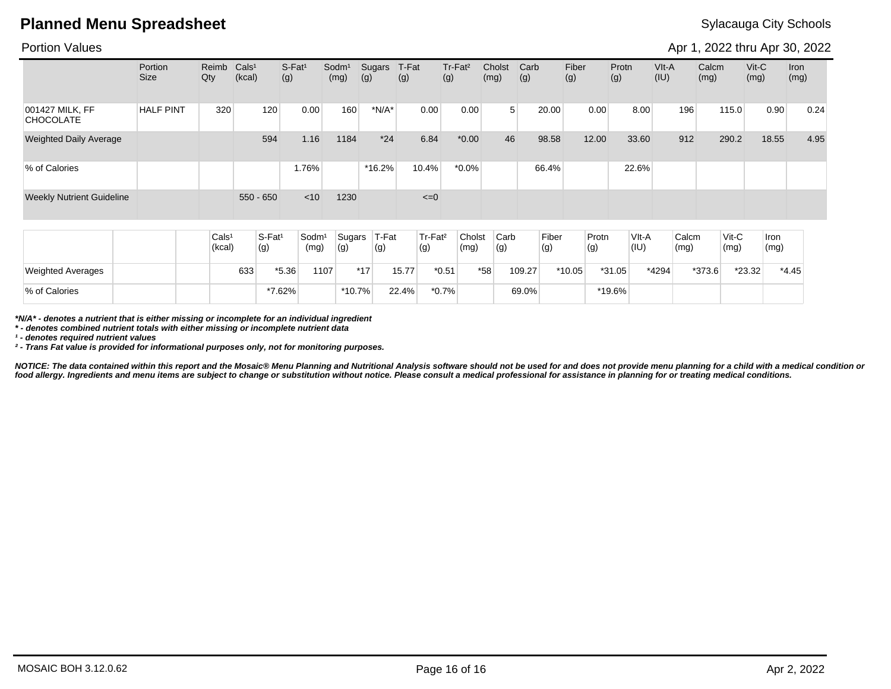# Planned Menu Spreadsheet

Sylacauga City Schools

Portion Values

Apr 1, 2022 thru Apr 30, 2022

| | Portion Size | Reimb Qty | Cals[1] (kcal) | S-Fat[1] (g) | Sodm[1] (mg) | Sugars (g) | T-Fat (g) | Tr-Fat[2] (g) | Cholst (mg) | Carb (g) | Fiber (g) | Protn (g) | VIt-A (IU) | Calcm (mg) | Vit-C (mg) | Iron (mg) |
|---|---|---|---|---|---|---|---|---|---|---|---|---|---|---|---|---|
| 001427 MILK, FF CHOCOLATE | HALF PINT | 320 | 120 | 0.00 | 160 | *N/A* | 0.00 | 0.00 | 5 | 20.00 | 0.00 | 8.00 | 196 | 115.0 | 0.90 | 0.24 |
| Weighted Daily Average | | | 594 | 1.16 | 1184 | *24 | 6.84 | *0.00 | 46 | 98.58 | 12.00 | 33.60 | 912 | 290.2 | 18.55 | 4.95 |
| % of Calories | | | | 1.76% | | *16.2% | 10.4% | *0.0% | | 66.4% | | 22.6% | | | | |
| Weekly Nutrient Guideline | | | 550 - 650 | <10 | 1230 | | <=0 | | | | | | | | | |

| | | | Cals[1] (kcal) | S-Fat[1] (g) | Sodm[1] (mg) | Sugars (g) | T-Fat (g) | Tr-Fat[2] (g) | Cholst (mg) | Carb (g) | Fiber (g) | Protn (g) | VIt-A (IU) | Calcm (mg) | Vit-C (mg) | Iron (mg) |
|---|---|---|---|---|---|---|---|---|---|---|---|---|---|---|---|---|
| Weighted Averages | | | 633 | *5.36 | 1107 | *17 | 15.77 | *0.51 | *58 | 109.27 | *10.05 | *31.05 | *4294 | *373.6 | *23.32 | *4.45 |
| % of Calories | | | | *7.62% | | *10.7% | 22.4% | *0.7% | | 69.0% | | *19.6% | | | | |

***N/A* - denotes a nutrient that is either missing or incomplete for an individual ingredient**

***\* - denotes combined nutrient totals with either missing or incomplete nutrient data***

***[1] - denotes required nutrient values***

***[2] - Trans Fat value is provided for informational purposes only, not for monitoring purposes.***

***NOTICE: The data contained within this report and the Mosaic® Menu Planning and Nutritional Analysis software should not be used for and does not provide menu planning for a child with a medical condition or food allergy. Ingredients and menu items are subject to change or substitution without notice. Please consult a medical professional for assistance in planning for or treating medical conditions.***

MOSAIC BOH 3.12.0.62

Apr 2, 2022